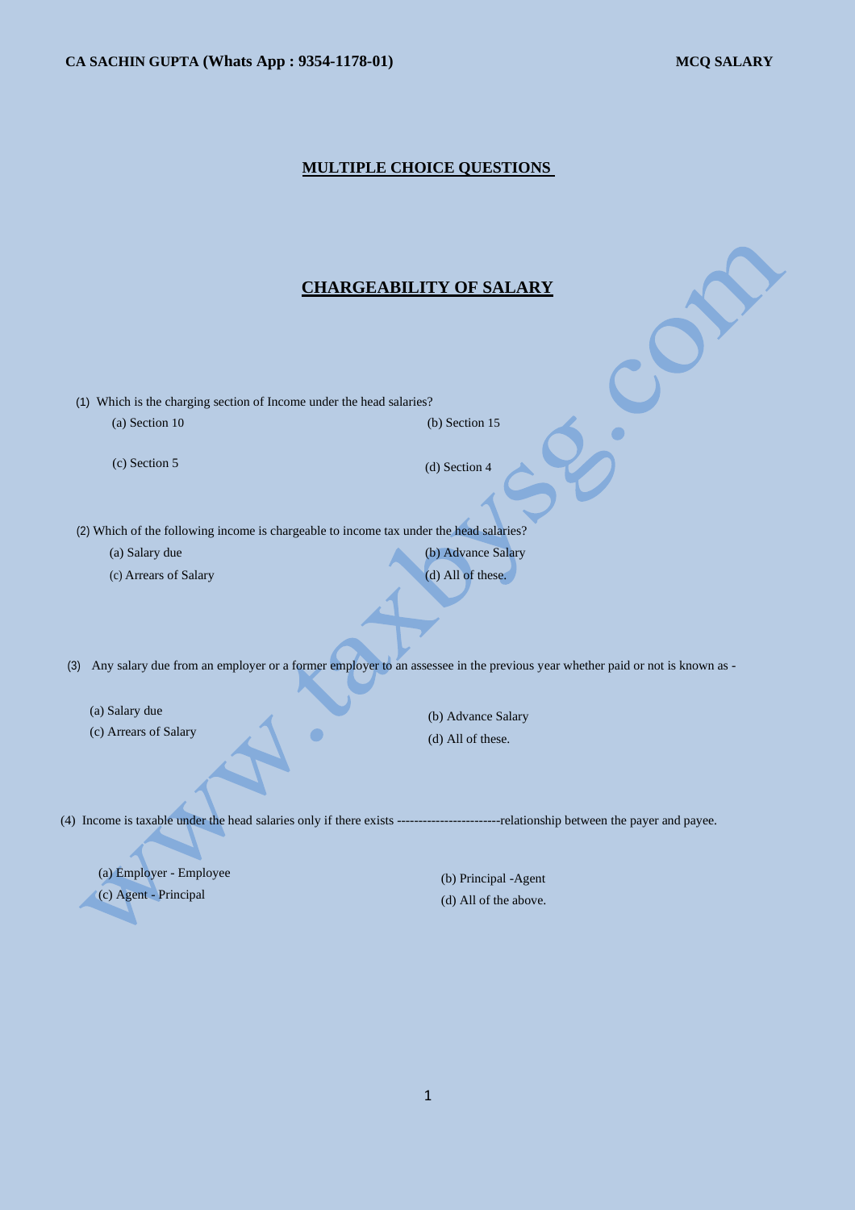# MULTIPLE CHOICE QUESTIONS

## CHARGEABILITY OF SALARY

(1) Which is the charging section of Income under the head salaries?

(a) Section 10
(b) Section 15
(c) Section 5
(d) Section 4

(2) Which of the following income is chargeable to income tax under the head salaries?

(a) Salary due
(b) Advance Salary
(c) Arrears of Salary
(d) All of these.

(3) Any salary due from an employer or a former employer to an assessee in the previous year whether paid or not is known as -

(a) Salary due
(b) Advance Salary
(c) Arrears of Salary
(d) All of these.

(4) Income is taxable under the head salaries only if there exists ------------------------relationship between the payer and payee.

(a) Employer - Employee
(b) Principal -Agent
(c) Agent - Principal
(d) All of the above.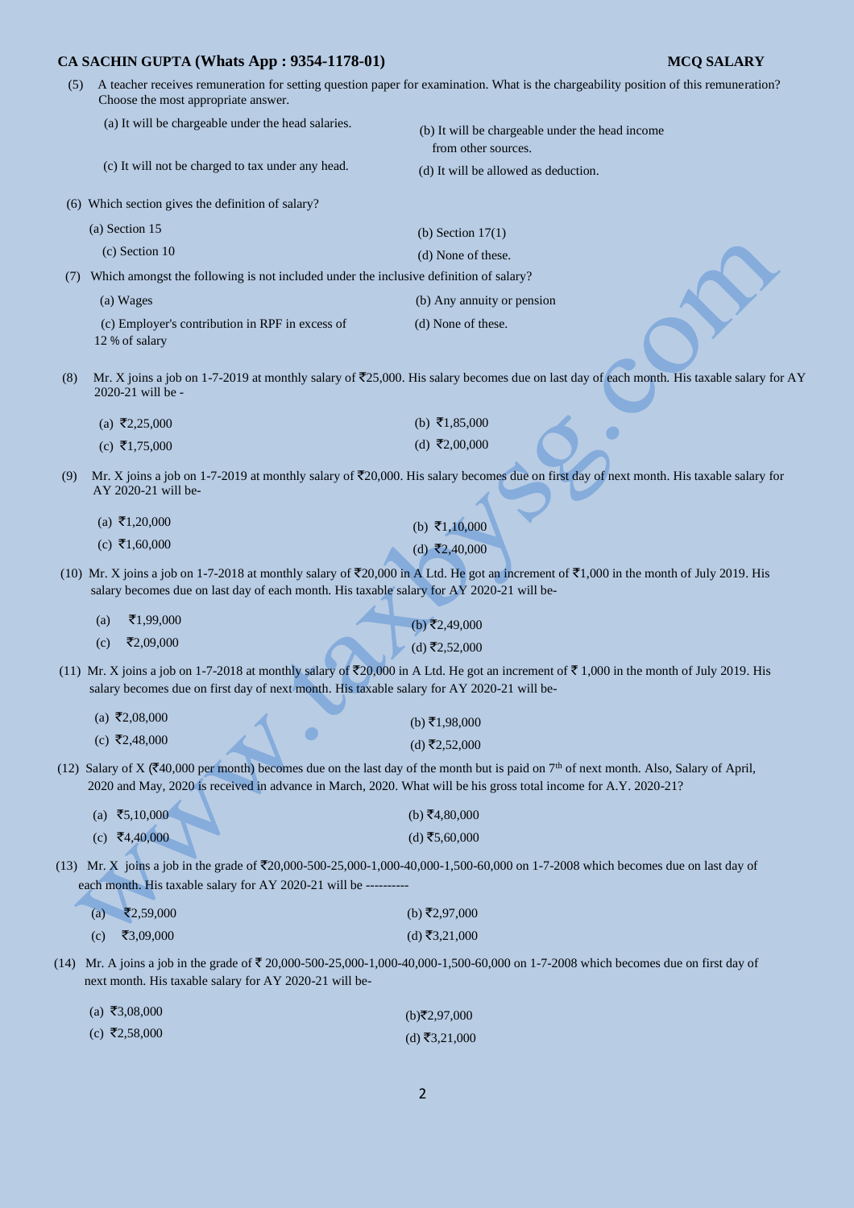(5) A teacher receives remuneration for setting question paper for examination. What is the chargeability position of this remuneration? Choose the most appropriate answer.

(a) It will be chargeable under the head salaries.
(b) It will be chargeable under the head income from other sources.
(c) It will not be charged to tax under any head.
(d) It will be allowed as deduction.

(6) Which section gives the definition of salary?

(a) Section 15
(b) Section 17(1)
(c) Section 10
(d) None of these.

(7) Which amongst the following is not included under the inclusive definition of salary?

(a) Wages
(b) Any annuity or pension
(c) Employer's contribution in RPF in excess of 12 % of salary
(d) None of these.

(8) Mr. X joins a job on 1-7-2019 at monthly salary of ₹25,000. His salary becomes due on last day of each month. His taxable salary for AY 2020-21 will be -

(a) ₹2,25,000
(b) ₹1,85,000
(c) ₹1,75,000
(d) ₹2,00,000

(9) Mr. X joins a job on 1-7-2019 at monthly salary of ₹20,000. His salary becomes due on first day of next month. His taxable salary for AY 2020-21 will be-

(a) ₹1,20,000
(b) ₹1,10,000
(c) ₹1,60,000
(d) ₹2,40,000

(10) Mr. X joins a job on 1-7-2018 at monthly salary of ₹20,000 in A Ltd. He got an increment of ₹1,000 in the month of July 2019. His salary becomes due on last day of each month. His taxable salary for AY 2020-21 will be-

(a) ₹1,99,000
(b) ₹2,49,000
(c) ₹2,09,000
(d) ₹2,52,000

(11) Mr. X joins a job on 1-7-2018 at monthly salary of ₹20,000 in A Ltd. He got an increment of ₹ 1,000 in the month of July 2019. His salary becomes due on first day of next month. His taxable salary for AY 2020-21 will be-

(a) ₹2,08,000
(b) ₹1,98,000
(c) ₹2,48,000
(d) ₹2,52,000

(12) Salary of X (₹40,000 per month) becomes due on the last day of the month but is paid on 7th of next month. Also, Salary of April, 2020 and May, 2020 is received in advance in March, 2020. What will be his gross total income for A.Y. 2020-21?

(a) ₹5,10,000
(b) ₹4,80,000
(c) ₹4,40,000
(d) ₹5,60,000

(13) Mr. X joins a job in the grade of ₹20,000-500-25,000-1,000-40,000-1,500-60,000 on 1-7-2008 which becomes due on last day of each month. His taxable salary for AY 2020-21 will be ----------

(a) ₹2,59,000
(b) ₹2,97,000
(c) ₹3,09,000
(d) ₹3,21,000

(14) Mr. A joins a job in the grade of ₹ 20,000-500-25,000-1,000-40,000-1,500-60,000 on 1-7-2008 which becomes due on first day of next month. His taxable salary for AY 2020-21 will be-

(a) ₹3,08,000
(b) ₹2,97,000
(c) ₹2,58,000
(d) ₹3,21,000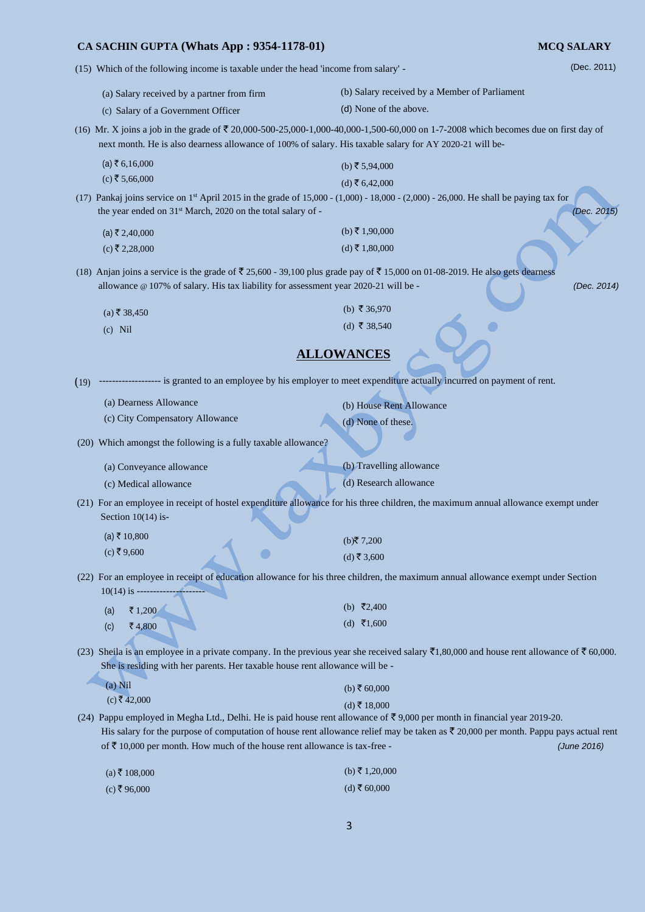(15) Which of the following income is taxable under the head 'income from salary' - (Dec. 2011)

(a) Salary received by a partner from firm
(b) Salary received by a Member of Parliament
(c) Salary of a Government Officer
(d) None of the above.

(16) Mr. X joins a job in the grade of ₹ 20,000-500-25,000-1,000-40,000-1,500-60,000 on 1-7-2008 which becomes due on first day of next month. He is also dearness allowance of 100% of salary. His taxable salary for AY 2020-21 will be-

(a) ₹ 6,16,000
(b) ₹ 5,94,000
(c) ₹ 5,66,000
(d) ₹ 6,42,000

(17) Pankaj joins service on 1st April 2015 in the grade of 15,000 - (1,000) - 18,000 - (2,000) - 26,000. He shall be paying tax for the year ended on 31st March, 2020 on the total salary of - *(Dec. 2015)*

(a) ₹ 2,40,000
(b) ₹ 1,90,000
(c) ₹ 2,28,000
(d) ₹ 1,80,000

(18) Anjan joins a service is the grade of ₹ 25,600 - 39,100 plus grade pay of ₹ 15,000 on 01-08-2019. He also gets dearness allowance @ 107% of salary. His tax liability for assessment year 2020-21 will be - *(Dec. 2014)*

(a) ₹ 38,450
(b) ₹ 36,970
(c) Nil
(d) ₹ 38,540

## ALLOWANCES

(19) ------------------ is granted to an employee by his employer to meet expenditure actually incurred on payment of rent.

(a) Dearness Allowance
(b) House Rent Allowance
(c) City Compensatory Allowance
(d) None of these.

(20) Which amongst the following is a fully taxable allowance?

(a) Conveyance allowance
(b) Travelling allowance
(c) Medical allowance
(d) Research allowance

(21) For an employee in receipt of hostel expenditure allowance for his three children, the maximum annual allowance exempt under Section 10(14) is-

(a) ₹ 10,800
(b) ₹ 7,200
(c) ₹ 9,600
(d) ₹ 3,600

(22) For an employee in receipt of education allowance for his three children, the maximum annual allowance exempt under Section 10(14) is --------------------

(a) ₹ 1,200
(b) ₹ 2,400
(c) ₹ 4,800
(d) ₹ 1,600

(23) Sheila is an employee in a private company. In the previous year she received salary ₹1,80,000 and house rent allowance of ₹ 60,000. She is residing with her parents. Her taxable house rent allowance will be -

(a) Nil
(b) ₹ 60,000
(c) ₹ 42,000
(d) ₹ 18,000

(24) Pappu employed in Megha Ltd., Delhi. He is paid house rent allowance of ₹ 9,000 per month in financial year 2019-20. His salary for the purpose of computation of house rent allowance relief may be taken as ₹ 20,000 per month. Pappu pays actual rent of ₹ 10,000 per month. How much of the house rent allowance is tax-free - *(June 2016)*

(a) ₹ 108,000
(b) ₹ 1,20,000
(c) ₹ 96,000
(d) ₹ 60,000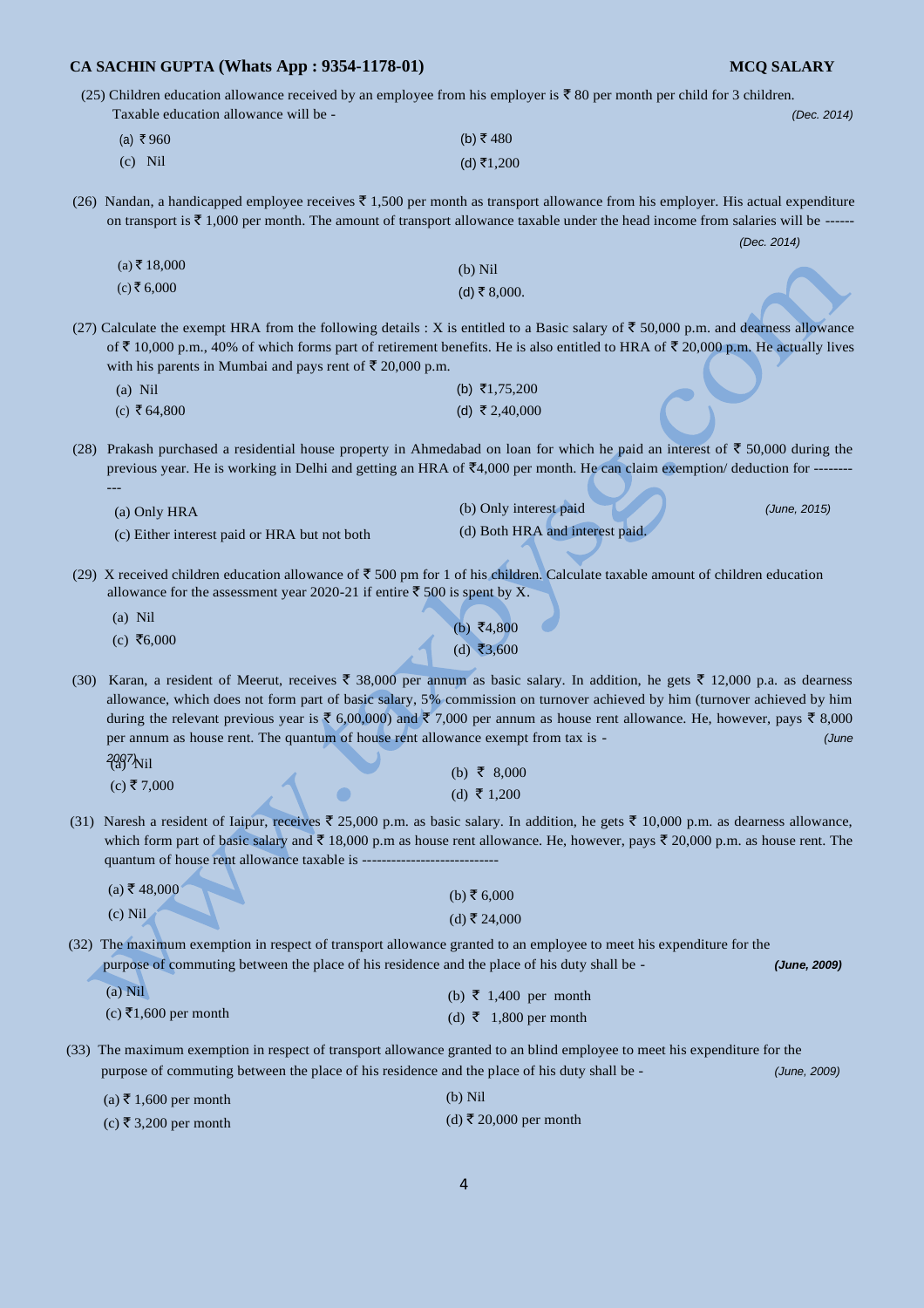(25) Children education allowance received by an employee from his employer is ₹ 80 per month per child for 3 children. Taxable education allowance will be - *(Dec. 2014)*

(a) ₹ 960 (b) ₹ 480
(c) Nil (d) ₹1,200

(26) Nandan, a handicapped employee receives ₹ 1,500 per month as transport allowance from his employer. His actual expenditure on transport is ₹ 1,000 per month. The amount of transport allowance taxable under the head income from salaries will be ------ *(Dec. 2014)*

(a) ₹ 18,000 (b) Nil
(c) ₹ 6,000 (d) ₹ 8,000.

(27) Calculate the exempt HRA from the following details : X is entitled to a Basic salary of ₹ 50,000 p.m. and dearness allowance of ₹ 10,000 p.m., 40% of which forms part of retirement benefits. He is also entitled to HRA of ₹ 20,000 p.m. He actually lives with his parents in Mumbai and pays rent of ₹ 20,000 p.m.

(a) Nil (b) ₹1,75,200
(c) ₹ 64,800 (d) ₹ 2,40,000

(28) Prakash purchased a residential house property in Ahmedabad on loan for which he paid an interest of ₹ 50,000 during the previous year. He is working in Delhi and getting an HRA of ₹4,000 per month. He can claim exemption/ deduction for ----------- *(June, 2015)*

(a) Only HRA (b) Only interest paid
(c) Either interest paid or HRA but not both (d) Both HRA and interest paid.

(29) X received children education allowance of ₹ 500 pm for 1 of his children. Calculate taxable amount of children education allowance for the assessment year 2020-21 if entire ₹ 500 is spent by X.

(a) Nil (b) ₹4,800
(c) ₹6,000 (d) ₹3,600

(30) Karan, a resident of Meerut, receives ₹ 38,000 per annum as basic salary. In addition, he gets ₹ 12,000 p.a. as dearness allowance, which does not form part of basic salary, 5% commission on turnover achieved by him (turnover achieved by him during the relevant previous year is ₹ 6,00,000) and ₹ 7,000 per annum as house rent allowance. He, however, pays ₹ 8,000 per annum as house rent. The quantum of house rent allowance exempt from tax is - *(June 2007)*

(a) Nil (b) ₹ 8,000
(c) ₹ 7,000 (d) ₹ 1,200

(31) Naresh a resident of Iaipur, receives ₹ 25,000 p.m. as basic salary. In addition, he gets ₹ 10,000 p.m. as dearness allowance, which form part of basic salary and ₹ 18,000 p.m as house rent allowance. He, however, pays ₹ 20,000 p.m. as house rent. The quantum of house rent allowance taxable is ----------------------------

(a) ₹ 48,000 (b) ₹ 6,000
(c) Nil (d) ₹ 24,000

(32) The maximum exemption in respect of transport allowance granted to an employee to meet his expenditure for the purpose of commuting between the place of his residence and the place of his duty shall be - ***(June, 2009)***

(a) Nil (b) ₹ 1,400 per month
(c) ₹1,600 per month (d) ₹ 1,800 per month

(33) The maximum exemption in respect of transport allowance granted to an blind employee to meet his expenditure for the purpose of commuting between the place of his residence and the place of his duty shall be - *(June, 2009)*

(a) ₹ 1,600 per month (b) Nil
(c) ₹ 3,200 per month (d) ₹ 20,000 per month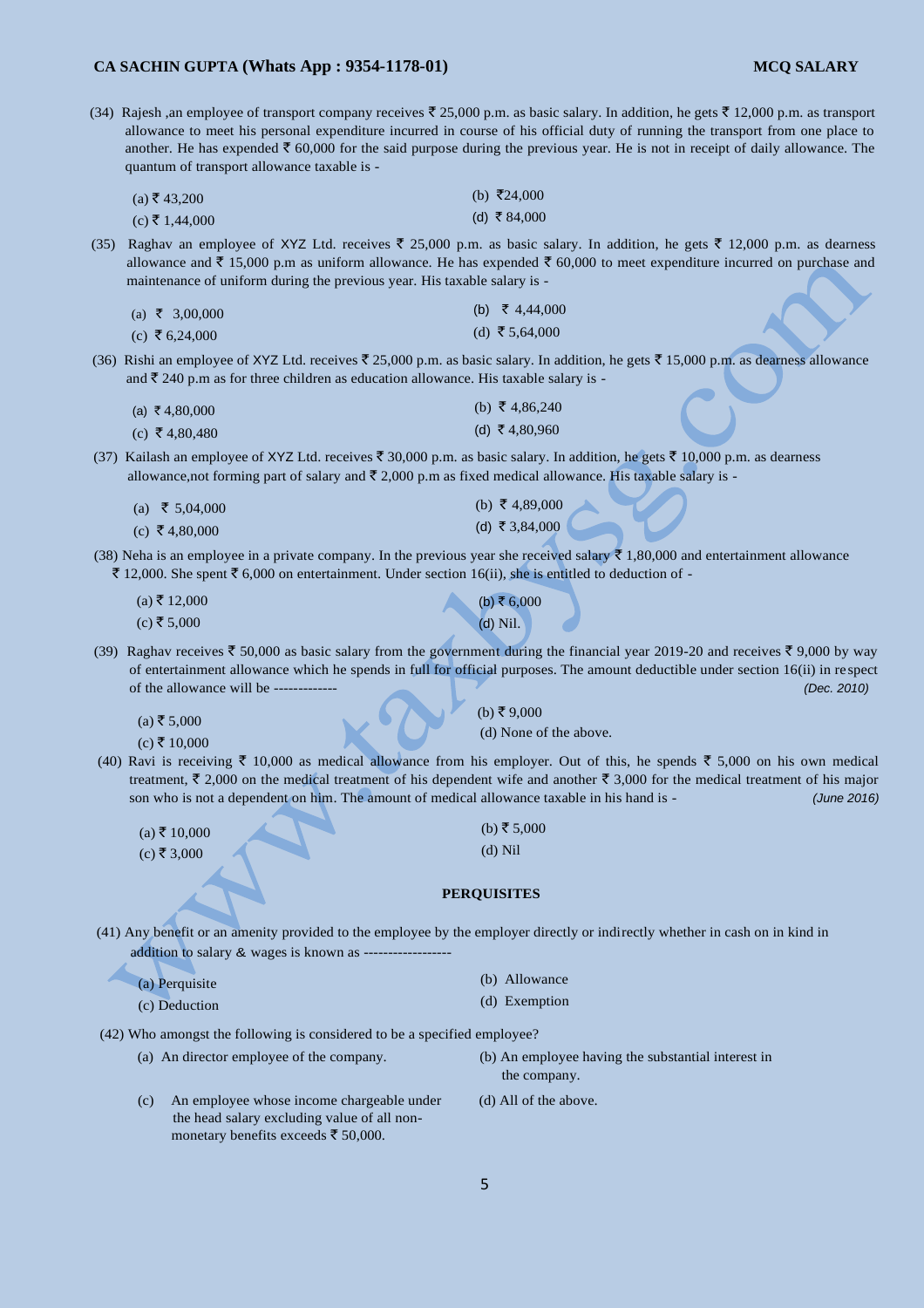(34) Rajesh ,an employee of transport company receives ₹ 25,000 p.m. as basic salary. In addition, he gets ₹ 12,000 p.m. as transport allowance to meet his personal expenditure incurred in course of his official duty of running the transport from one place to another. He has expended ₹ 60,000 for the said purpose during the previous year. He is not in receipt of daily allowance. The quantum of transport allowance taxable is -

(a) ₹ 43,200
(b) ₹24,000
(c) ₹ 1,44,000
(d) ₹ 84,000

(35) Raghav an employee of XYZ Ltd. receives ₹ 25,000 p.m. as basic salary. In addition, he gets ₹ 12,000 p.m. as dearness allowance and ₹ 15,000 p.m as uniform allowance. He has expended ₹ 60,000 to meet expenditure incurred on purchase and maintenance of uniform during the previous year. His taxable salary is -

(a) ₹ 3,00,000
(b) ₹ 4,44,000
(c) ₹ 6,24,000
(d) ₹ 5,64,000

(36) Rishi an employee of XYZ Ltd. receives ₹ 25,000 p.m. as basic salary. In addition, he gets ₹ 15,000 p.m. as dearness allowance and ₹ 240 p.m as for three children as education allowance. His taxable salary is -

(a) ₹ 4,80,000
(b) ₹ 4,86,240
(c) ₹ 4,80,480
(d) ₹ 4,80,960

(37) Kailash an employee of XYZ Ltd. receives ₹ 30,000 p.m. as basic salary. In addition, he gets ₹ 10,000 p.m. as dearness allowance,not forming part of salary and ₹ 2,000 p.m as fixed medical allowance. His taxable salary is -

(a) ₹ 5,04,000
(b) ₹ 4,89,000
(c) ₹ 4,80,000
(d) ₹ 3,84,000

(38) Neha is an employee in a private company. In the previous year she received salary ₹ 1,80,000 and entertainment allowance ₹ 12,000. She spent ₹ 6,000 on entertainment. Under section 16(ii), she is entitled to deduction of -

(a) ₹ 12,000
(b) ₹ 6,000
(c) ₹ 5,000
(d) Nil.

(39) Raghav receives ₹ 50,000 as basic salary from the government during the financial year 2019-20 and receives ₹ 9,000 by way of entertainment allowance which he spends in full for official purposes. The amount deductible under section 16(ii) in respect of the allowance will be ------------- *(Dec. 2010)*

(a) ₹ 5,000
(b) ₹ 9,000
(c) ₹ 10,000
(d) None of the above.

(40) Ravi is receiving ₹ 10,000 as medical allowance from his employer. Out of this, he spends ₹ 5,000 on his own medical treatment, ₹ 2,000 on the medical treatment of his dependent wife and another ₹ 3,000 for the medical treatment of his major son who is not a dependent on him. The amount of medical allowance taxable in his hand is - *(June 2016)*

(a) ₹ 10,000
(b) ₹ 5,000
(c) ₹ 3,000
(d) Nil

## PERQUISITES

(41) Any benefit or an amenity provided to the employee by the employer directly or indirectly whether in cash on in kind in addition to salary & wages is known as ------------------

(a) Perquisite
(b) Allowance
(c) Deduction
(d) Exemption

(42) Who amongst the following is considered to be a specified employee?

(a) An director employee of the company.
(b) An employee having the substantial interest in the company.
(c) An employee whose income chargeable under the head salary excluding value of all non-monetary benefits exceeds ₹ 50,000.
(d) All of the above.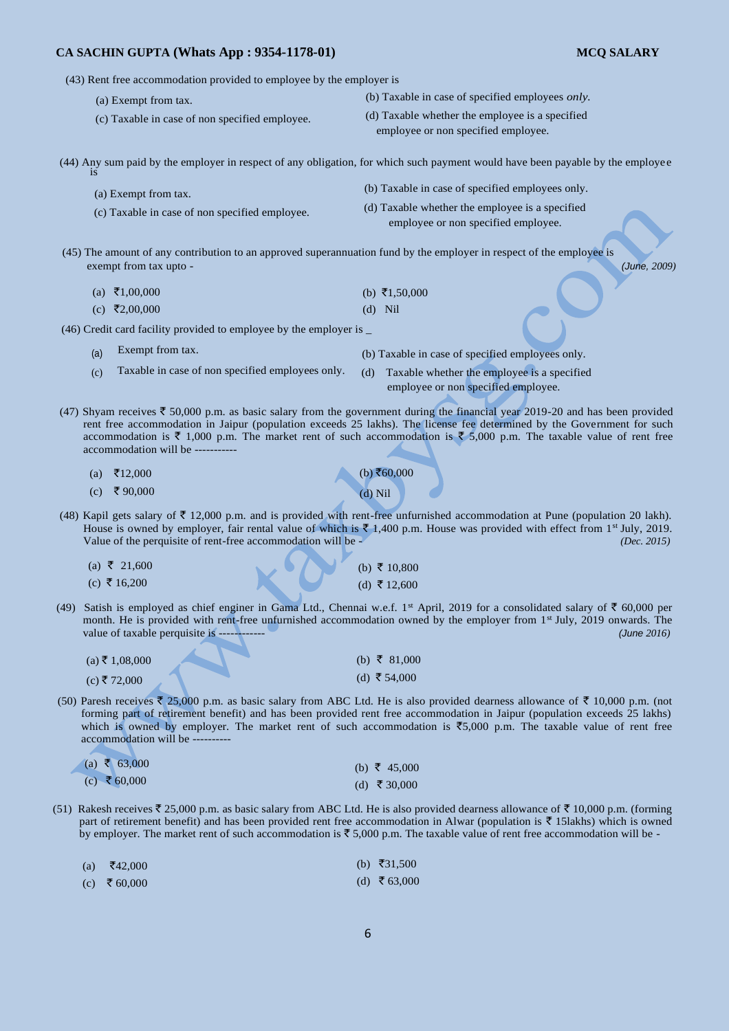(43) Rent free accommodation provided to employee by the employer is

(a) Exempt from tax.

(b) Taxable in case of specified employees *only.*

(c) Taxable in case of non specified employee.

(d) Taxable whether the employee is a specified employee or non specified employee.

(44) Any sum paid by the employer in respect of any obligation, for which such payment would have been payable by the employee is

(a) Exempt from tax.

(b) Taxable in case of specified employees only.

(c) Taxable in case of non specified employee.

(d) Taxable whether the employee is a specified employee or non specified employee.

(45) The amount of any contribution to an approved superannuation fund by the employer in respect of the employee is exempt from tax upto - *(June, 2009)*

(a) ₹1,00,000

(b) ₹1,50,000

(c) ₹2,00,000

(d) Nil

(46) Credit card facility provided to employee by the employer is _

(a) Exempt from tax.

(b) Taxable in case of specified employees only.

(c) Taxable in case of non specified employees only.

(d) Taxable whether the employee is a specified employee or non specified employee.

(47) Shyam receives ₹ 50,000 p.m. as basic salary from the government during the financial year 2019-20 and has been provided rent free accommodation in Jaipur (population exceeds 25 lakhs). The license fee determined by the Government for such accommodation is ₹ 1,000 p.m. The market rent of such accommodation is ₹ 5,000 p.m. The taxable value of rent free accommodation will be -----------

(a) ₹12,000

(b) ₹60,000

(c) ₹ 90,000

(d) Nil

(48) Kapil gets salary of ₹ 12,000 p.m. and is provided with rent-free unfurnished accommodation at Pune (population 20 lakh). House is owned by employer, fair rental value of which is ₹ 1,400 p.m. House was provided with effect from 1st July, 2019. Value of the perquisite of rent-free accommodation will be - *(Dec. 2015)*

(a) ₹ 21,600

(b) ₹ 10,800

(c) ₹ 16,200

(d) ₹ 12,600

(49) Satish is employed as chief enginer in Gama Ltd., Chennai w.e.f. 1st April, 2019 for a consolidated salary of ₹ 60,000 per month. He is provided with rent-free unfurnished accommodation owned by the employer from 1st July, 2019 onwards. The value of taxable perquisite is ------------ *(June 2016)*

(a) ₹ 1,08,000

(b) ₹ 81,000

(c) ₹ 72,000

(d) ₹ 54,000

(50) Paresh receives ₹ 25,000 p.m. as basic salary from ABC Ltd. He is also provided dearness allowance of ₹ 10,000 p.m. (not forming part of retirement benefit) and has been provided rent free accommodation in Jaipur (population exceeds 25 lakhs) which is owned by employer. The market rent of such accommodation is ₹5,000 p.m. The taxable value of rent free accommodation will be ----------

(a) ₹ 63,000

(b) ₹ 45,000

(c) ₹ 60,000

(d) ₹ 30,000

(51) Rakesh receives ₹ 25,000 p.m. as basic salary from ABC Ltd. He is also provided dearness allowance of ₹ 10,000 p.m. (forming part of retirement benefit) and has been provided rent free accommodation in Alwar (population is ₹ 15lakhs) which is owned by employer. The market rent of such accommodation is ₹ 5,000 p.m. The taxable value of rent free accommodation will be -

(a) ₹42,000

(b) ₹31,500

(c) ₹ 60,000

(d) ₹ 63,000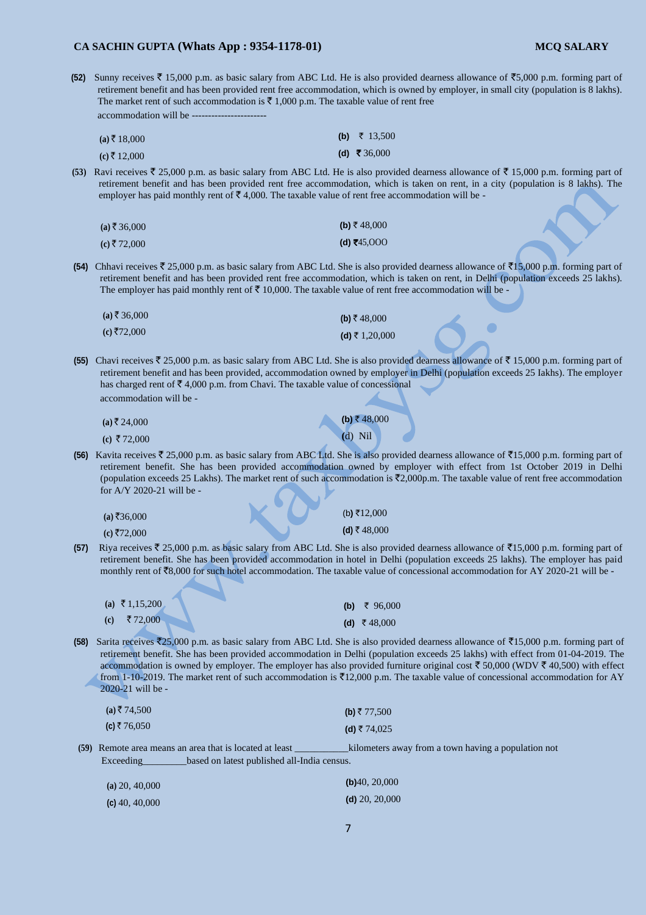**(52)** Sunny receives ₹ 15,000 p.m. as basic salary from ABC Ltd. He is also provided dearness allowance of ₹5,000 p.m. forming part of retirement benefit and has been provided rent free accommodation, which is owned by employer, in small city (population is 8 lakhs). The market rent of such accommodation is ₹ 1,000 p.m. The taxable value of rent free accommodation will be ----------------------

**(a)** ₹ 18,000 **(b)** ₹ 13,500
**(c)** ₹ 12,000 **(d)** ₹ 36,000

**(53)** Ravi receives ₹ 25,000 p.m. as basic salary from ABC Ltd. He is also provided dearness allowance of ₹ 15,000 p.m. forming part of retirement benefit and has been provided rent free accommodation, which is taken on rent, in a city (population is 8 lakhs). The employer has paid monthly rent of ₹ 4,000. The taxable value of rent free accommodation will be -

**(a)** ₹ 36,000 **(b)** ₹ 48,000
**(c)** ₹ 72,000 **(d)** ₹45,OOO

**(54)** Chhavi receives ₹ 25,000 p.m. as basic salary from ABC Ltd. She is also provided dearness allowance of ₹15,000 p.m. forming part of retirement benefit and has been provided rent free accommodation, which is taken on rent, in Delhi (population exceeds 25 lakhs). The employer has paid monthly rent of ₹ 10,000. The taxable value of rent free accommodation will be -

**(a)** ₹ 36,000 **(b)** ₹ 48,000
**(c)** ₹72,000 **(d)** ₹ 1,20,000

**(55)** Chavi receives ₹ 25,000 p.m. as basic salary from ABC Ltd. She is also provided dearness allowance of ₹ 15,000 p.m. forming part of retirement benefit and has been provided, accommodation owned by employer in Delhi (population exceeds 25 Iakhs). The employer has charged rent of ₹ 4,000 p.m. from Chavi. The taxable value of concessional accommodation will be -

**(a)** ₹ 24,000 **(b)** ₹ 48,000
**(c)** ₹ 72,000 **(d)** Nil

**(56)** Kavita receives ₹ 25,000 p.m. as basic salary from ABC Ltd. She is also provided dearness allowance of ₹15,000 p.m. forming part of retirement benefit. She has been provided accommodation owned by employer with effect from 1st October 2019 in Delhi (population exceeds 25 Lakhs). The market rent of such accommodation is ₹2,000p.m. The taxable value of rent free accommodation for A/Y 2020-21 will be -

**(a)** ₹36,000 **(b)** ₹12,000
**(c)** ₹72,000 **(d)** ₹ 48,000

**(57)** Riya receives ₹ 25,000 p.m. as basic salary from ABC Ltd. She is also provided dearness allowance of ₹15,000 p.m. forming part of retirement benefit. She has been provided accommodation in hotel in Delhi (population exceeds 25 lakhs). The employer has paid monthly rent of ₹8,000 for such hotel accommodation. The taxable value of concessional accommodation for AY 2020-21 will be -

**(a)** ₹ 1,15,200 **(b)** ₹ 96,000
**(c)** ₹ 72,000 **(d)** ₹ 48,000

**(58)** Sarita receives ₹25,000 p.m. as basic salary from ABC Ltd. She is also provided dearness allowance of ₹15,000 p.m. forming part of retirement benefit. She has been provided accommodation in Delhi (population exceeds 25 lakhs) with effect from 01-04-2019. The accommodation is owned by employer. The employer has also provided furniture original cost ₹ 50,000 (WDV ₹ 40,500) with effect from 1-10-2019. The market rent of such accommodation is ₹12,000 p.m. The taxable value of concessional accommodation for AY 2020-21 will be -

**(a)** ₹ 74,500 **(b)** ₹ 77,500
**(c)** ₹ 76,050 **(d)** ₹ 74,025

**(59)** Remote area means an area that is located at least ___________kilometers away from a town having a population not Exceeding_________based on latest published all-India census.

**(a)** 20, 40,000 **(b)**40, 20,000
**(c)** 40, 40,000 **(d)** 20, 20,000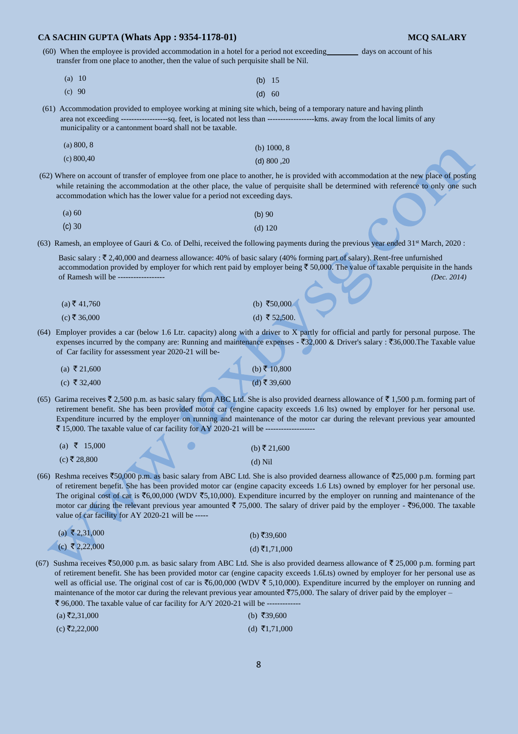(60) When the employee is provided accommodation in a hotel for a period not exceeding________ days on account of his transfer from one place to another, then the value of such perquisite shall be Nil.

(a) 10
(b) 15
(c) 90
(d) 60

(61) Accommodation provided to employee working at mining site which, being of a temporary nature and having plinth area not exceeding ------------------sq. feet, is located not less than ------------------kms. away from the local limits of any municipality or a cantonment board shall not be taxable.

(a) 800, 8
(b) 1000, 8
(c) 800,40
(d) 800 ,20

(62) Where on account of transfer of employee from one place to another, he is provided with accommodation at the new place of posting while retaining the accommodation at the other place, the value of perquisite shall be determined with reference to only one such accommodation which has the lower value for a period not exceeding days.

(a) 60
(b) 90
(c) 30
(d) 120

(63) Ramesh, an employee of Gauri & Co. of Delhi, received the following payments during the previous year ended 31st March, 2020 :

Basic salary : ₹ 2,40,000 and dearness allowance: 40% of basic salary (40% forming part of salary). Rent-free unfurnished accommodation provided by employer for which rent paid by employer being ₹ 50,000. The value of taxable perquisite in the hands of Ramesh will be ------------------ *(Dec. 2014)*

(a) ₹ 41,760
(b) ₹50,000
(c) ₹ 36,000
(d) ₹ 52,500.

(64) Employer provides a car (below 1.6 Ltr. capacity) along with a driver to X partly for official and partly for personal purpose. The expenses incurred by the company are: Running and maintenance expenses - ₹32,000 & Driver's salary : ₹36,000.The Taxable value of Car facility for assessment year 2020-21 will be-

(a) ₹ 21,600
(b) ₹ 10,800
(c) ₹ 32,400
(d) ₹ 39,600

(65) Garima receives ₹ 2,500 p.m. as basic salary from ABC Ltd. She is also provided dearness allowance of ₹ 1,500 p.m. forming part of retirement benefit. She has been provided motor car (engine capacity exceeds 1.6 lts) owned by employer for her personal use. Expenditure incurred by the employer on running and maintenance of the motor car during the relevant previous year amounted ₹ 15,000. The taxable value of car facility for AY 2020-21 will be -------------------

(a) ₹ 15,000
(b) ₹ 21,600
(c) ₹ 28,800
(d) Nil

(66) Reshma receives ₹50,000 p.m. as basic salary from ABC Ltd. She is also provided dearness allowance of ₹25,000 p.m. forming part of retirement benefit. She has been provided motor car (engine capacity exceeds 1.6 Lts) owned by employer for her personal use. The original cost of car is ₹6,00,000 (WDV ₹5,10,000). Expenditure incurred by the employer on running and maintenance of the motor car during the relevant previous year amounted ₹ 75,000. The salary of driver paid by the employer - ₹96,000. The taxable value of car facility for AY 2020-21 will be -----

(a) ₹ 2,31,000
(b) ₹39,600
(c) ₹ 2,22,000
(d) ₹1,71,000

(67) Sushma receives ₹50,000 p.m. as basic salary from ABC Ltd. She is also provided dearness allowance of ₹ 25,000 p.m. forming part of retirement benefit. She has been provided motor car (engine capacity exceeds 1.6Lts) owned by employer for her personal use as well as official use. The original cost of car is ₹6,00,000 (WDV ₹ 5,10,000). Expenditure incurred by the employer on running and maintenance of the motor car during the relevant previous year amounted ₹75,000. The salary of driver paid by the employer – ₹ 96,000. The taxable value of car facility for A/Y 2020-21 will be -------------

(a) ₹2,31,000
(b) ₹39,600
(c) ₹2,22,000
(d) ₹1,71,000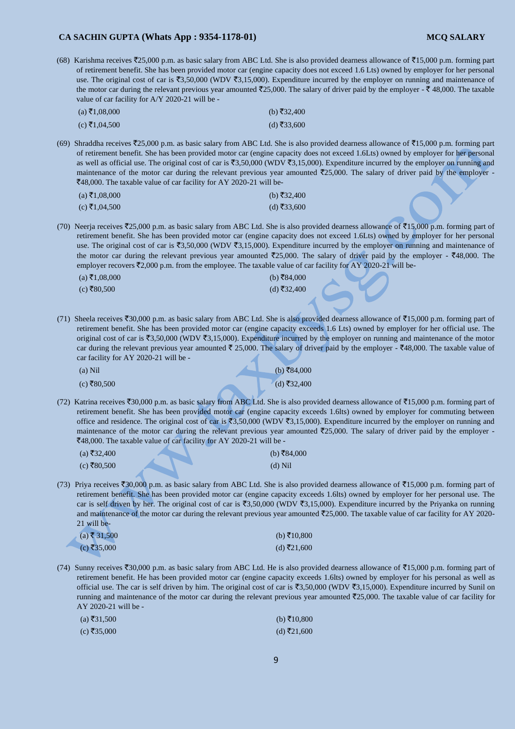(68) Karishma receives ₹25,000 p.m. as basic salary from ABC Ltd. She is also provided dearness allowance of ₹15,000 p.m. forming part of retirement benefit. She has been provided motor car (engine capacity does not exceed 1.6 Lts) owned by employer for her personal use. The original cost of car is ₹3,50,000 (WDV ₹3,15,000). Expenditure incurred by the employer on running and maintenance of the motor car during the relevant previous year amounted ₹25,000. The salary of driver paid by the employer - ₹ 48,000. The taxable value of car facility for A/Y 2020-21 will be -

(a) ₹1,08,000 (b) ₹32,400
(c) ₹1,04,500 (d) ₹33,600

(69) Shraddha receives ₹25,000 p.m. as basic salary from ABC Ltd. She is also provided dearness allowance of ₹15,000 p.m. forming part of retirement benefit. She has been provided motor car (engine capacity does not exceed 1.6Lts) owned by employer for her personal as well as official use. The original cost of car is ₹3,50,000 (WDV ₹3,15,000). Expenditure incurred by the employer on running and maintenance of the motor car during the relevant previous year amounted ₹25,000. The salary of driver paid by the employer - ₹48,000. The taxable value of car facility for AY 2020-21 will be-

(a) ₹1,08,000 (b) ₹32,400
(c) ₹1,04,500 (d) ₹33,600

(70) Neerja receives ₹25,000 p.m. as basic salary from ABC Ltd. She is also provided dearness allowance of ₹15,000 p.m. forming part of retirement benefit. She has been provided motor car (engine capacity does not exceed 1.6Lts) owned by employer for her personal use. The original cost of car is ₹3,50,000 (WDV ₹3,15,000). Expenditure incurred by the employer on running and maintenance of the motor car during the relevant previous year amounted ₹25,000. The salary of driver paid by the employer - ₹48,000. The employer recovers ₹2,000 p.m. from the employee. The taxable value of car facility for AY 2020-21 will be-

(a) ₹1,08,000 (b) ₹84,000
(c) ₹80,500 (d) ₹32,400

(71) Sheela receives ₹30,000 p.m. as basic salary from ABC Ltd. She is also provided dearness allowance of ₹15,000 p.m. forming part of retirement benefit. She has been provided motor car (engine capacity exceeds 1.6 Lts) owned by employer for her official use. The original cost of car is ₹3,50,000 (WDV ₹3,15,000). Expenditure incurred by the employer on running and maintenance of the motor car during the relevant previous year amounted ₹ 25,000. The salary of driver paid by the employer - ₹48,000. The taxable value of car facility for AY 2020-21 will be -

(a) Nil (b) ₹84,000
(c) ₹80,500 (d) ₹32,400

(72) Katrina receives ₹30,000 p.m. as basic salary from ABC Ltd. She is also provided dearness allowance of ₹15,000 p.m. forming part of retirement benefit. She has been provided motor car (engine capacity exceeds 1.6lts) owned by employer for commuting between office and residence. The original cost of car is ₹3,50,000 (WDV ₹3,15,000). Expenditure incurred by the employer on running and maintenance of the motor car during the relevant previous year amounted ₹25,000. The salary of driver paid by the employer - ₹48,000. The taxable value of car facility for AY 2020-21 will be -

(a) ₹32,400 (b) ₹84,000
(c) ₹80,500 (d) Nil

(73) Priya receives ₹30,000 p.m. as basic salary from ABC Ltd. She is also provided dearness allowance of ₹15,000 p.m. forming part of retirement benefit. She has been provided motor car (engine capacity exceeds 1.6lts) owned by employer for her personal use. The car is self driven by her. The original cost of car is ₹3,50,000 (WDV ₹3,15,000). Expenditure incurred by the Priyanka on running and maintenance of the motor car during the relevant previous year amounted ₹25,000. The taxable value of car facility for AY 2020-21 will be-

(a) ₹ 31,500 (b) ₹10,800
(c) ₹35,000 (d) ₹21,600

(74) Sunny receives ₹30,000 p.m. as basic salary from ABC Ltd. He is also provided dearness allowance of ₹15,000 p.m. forming part of retirement benefit. He has been provided motor car (engine capacity exceeds 1.6lts) owned by employer for his personal as well as official use. The car is self driven by him. The original cost of car is ₹3,50,000 (WDV ₹3,15,000). Expenditure incurred by Sunil on running and maintenance of the motor car during the relevant previous year amounted ₹25,000. The taxable value of car facility for AY 2020-21 will be -

(a) ₹31,500 (b) ₹10,800
(c) ₹35,000 (d) ₹21,600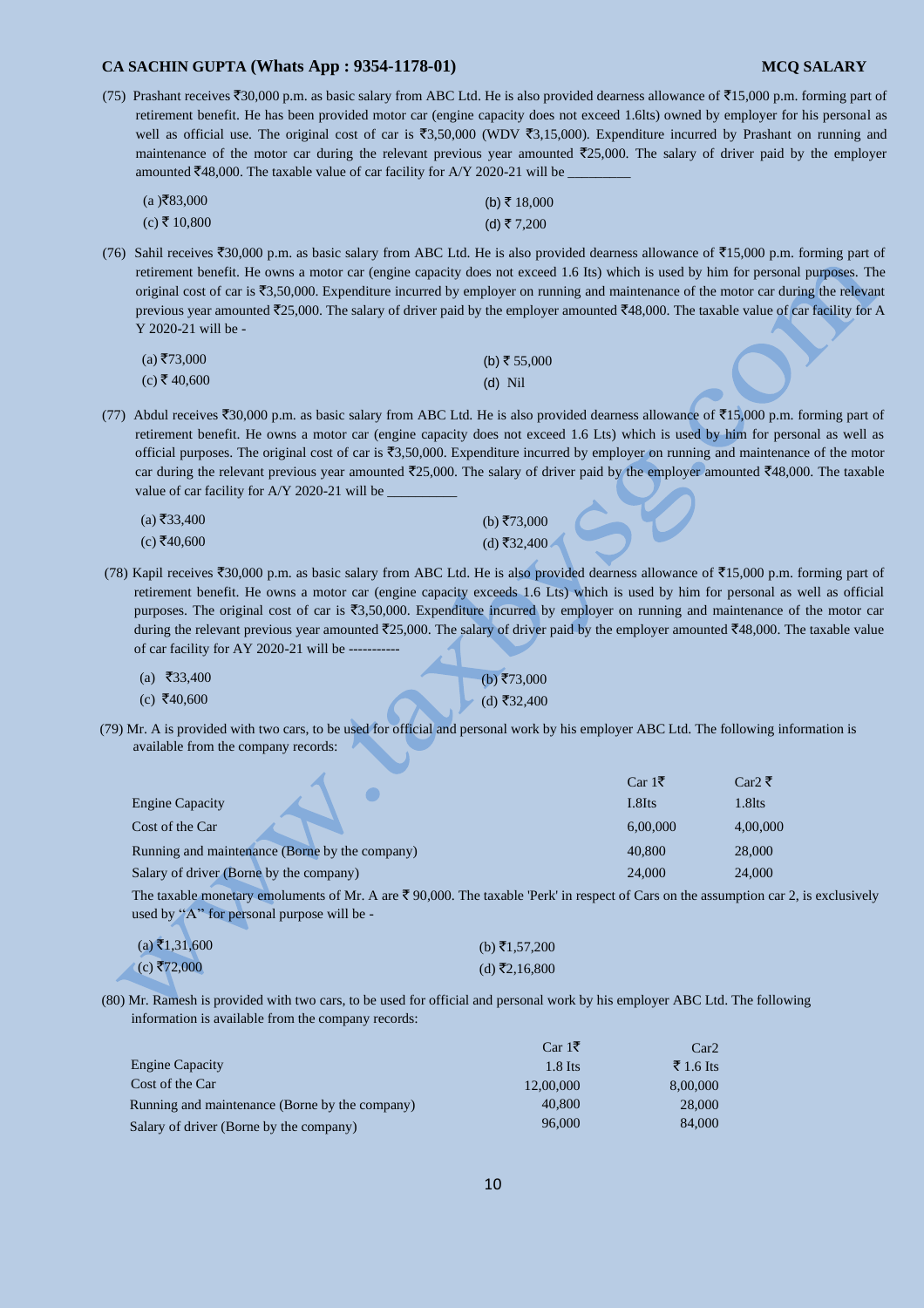(75) Prashant receives ₹30,000 p.m. as basic salary from ABC Ltd. He is also provided dearness allowance of ₹15,000 p.m. forming part of retirement benefit. He has been provided motor car (engine capacity does not exceed 1.6lts) owned by employer for his personal as well as official use. The original cost of car is ₹3,50,000 (WDV ₹3,15,000). Expenditure incurred by Prashant on running and maintenance of the motor car during the relevant previous year amounted ₹25,000. The salary of driver paid by the employer amounted ₹48,000. The taxable value of car facility for A/Y 2020-21 will be _________

(a )₹83,000 (b) ₹ 18,000
(c) ₹ 10,800 (d) ₹ 7,200

(76) Sahil receives ₹30,000 p.m. as basic salary from ABC Ltd. He is also provided dearness allowance of ₹15,000 p.m. forming part of retirement benefit. He owns a motor car (engine capacity does not exceed 1.6 lts) which is used by him for personal purposes. The original cost of car is ₹3,50,000. Expenditure incurred by employer on running and maintenance of the motor car during the relevant previous year amounted ₹25,000. The salary of driver paid by the employer amounted ₹48,000. The taxable value of car facility for A Y 2020-21 will be -

(a) ₹73,000 (b) ₹ 55,000
(c) ₹ 40,600 (d) Nil

(77) Abdul receives ₹30,000 p.m. as basic salary from ABC Ltd. He is also provided dearness allowance of ₹15,000 p.m. forming part of retirement benefit. He owns a motor car (engine capacity does not exceed 1.6 Lts) which is used by him for personal as well as official purposes. The original cost of car is ₹3,50,000. Expenditure incurred by employer on running and maintenance of the motor car during the relevant previous year amounted ₹25,000. The salary of driver paid by the employer amounted ₹48,000. The taxable value of car facility for A/Y 2020-21 will be __________

(a) ₹33,400 (b) ₹73,000
(c) ₹40,600 (d) ₹32,400

(78) Kapil receives ₹30,000 p.m. as basic salary from ABC Ltd. He is also provided dearness allowance of ₹15,000 p.m. forming part of retirement benefit. He owns a motor car (engine capacity exceeds 1.6 Lts) which is used by him for personal as well as official purposes. The original cost of car is ₹3,50,000. Expenditure incurred by employer on running and maintenance of the motor car during the relevant previous year amounted ₹25,000. The salary of driver paid by the employer amounted ₹48,000. The taxable value of car facility for AY 2020-21 will be -----------

(a) ₹33,400 (b) ₹73,000
(c) ₹40,600 (d) ₹32,400

(79) Mr. A is provided with two cars, to be used for official and personal work by his employer ABC Ltd. The following information is available from the company records:

| | Car 1₹ | Car2 ₹ |
|---|---|---|
| Engine Capacity | I.8lts | 1.8lts |
| Cost of the Car | 6,00,000 | 4,00,000 |
| Running and maintenance (Borne by the company) | 40,800 | 28,000 |
| Salary of driver (Borne by the company) | 24,000 | 24,000 |

The taxable monetary emoluments of Mr. A are ₹ 90,000. The taxable 'Perk' in respect of Cars on the assumption car 2, is exclusively used by "A" for personal purpose will be -

(a) ₹1,31,600 (b) ₹1,57,200
(c) ₹72,000 (d) ₹2,16,800

(80) Mr. Ramesh is provided with two cars, to be used for official and personal work by his employer ABC Ltd. The following information is available from the company records:

| | Car 1₹ | Car2 |
|---|---|---|
| Engine Capacity | 1.8 lts | ₹ 1.6 lts |
| Cost of the Car | 12,00,000 | 8,00,000 |
| Running and maintenance (Borne by the company) | 40,800 | 28,000 |
| Salary of driver (Borne by the company) | 96,000 | 84,000 |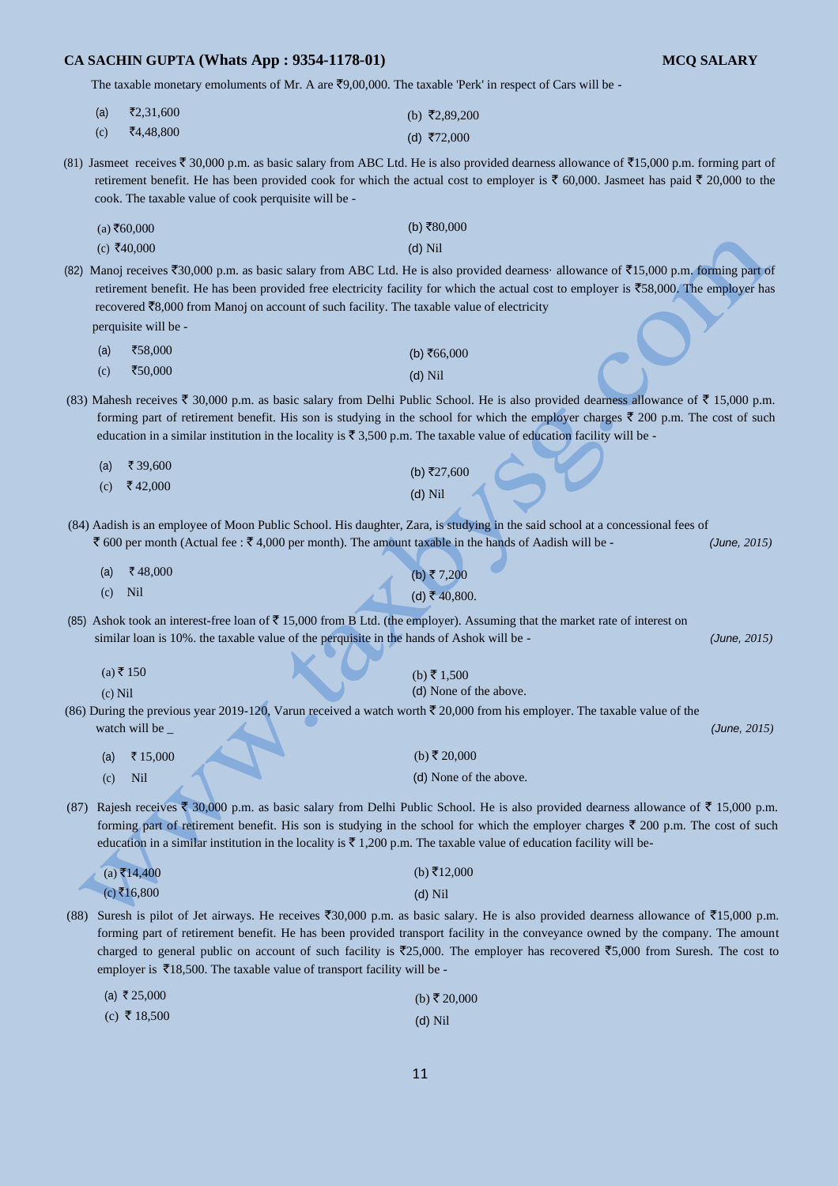The taxable monetary emoluments of Mr. A are ₹9,00,000. The taxable 'Perk' in respect of Cars will be -

(a) ₹2,31,600 (b) ₹2,89,200
(c) ₹4,48,800 (d) ₹72,000

(81) Jasmeet receives ₹ 30,000 p.m. as basic salary from ABC Ltd. He is also provided dearness allowance of ₹15,000 p.m. forming part of retirement benefit. He has been provided cook for which the actual cost to employer is ₹ 60,000. Jasmeet has paid ₹ 20,000 to the cook. The taxable value of cook perquisite will be -

(a) ₹60,000 (b) ₹80,000
(c) ₹40,000 (d) Nil

(82) Manoj receives ₹30,000 p.m. as basic salary from ABC Ltd. He is also provided dearness· allowance of ₹15,000 p.m. forming part of retirement benefit. He has been provided free electricity facility for which the actual cost to employer is ₹58,000. The employer has recovered ₹8,000 from Manoj on account of such facility. The taxable value of electricity perquisite will be -

(a) ₹58,000 (b) ₹66,000
(c) ₹50,000 (d) Nil

(83) Mahesh receives ₹ 30,000 p.m. as basic salary from Delhi Public School. He is also provided dearness allowance of ₹ 15,000 p.m. forming part of retirement benefit. His son is studying in the school for which the employer charges ₹ 200 p.m. The cost of such education in a similar institution in the locality is ₹ 3,500 p.m. The taxable value of education facility will be -

(a) ₹ 39,600 (b) ₹27,600
(c) ₹ 42,000 (d) Nil

(84) Aadish is an employee of Moon Public School. His daughter, Zara, is studying in the said school at a concessional fees of ₹ 600 per month (Actual fee : ₹ 4,000 per month). The amount taxable in the hands of Aadish will be - *(June, 2015)*

(a) ₹ 48,000 (b) ₹ 7,200
(c) Nil (d) ₹ 40,800.

(85) Ashok took an interest-free loan of ₹ 15,000 from B Ltd. (the employer). Assuming that the market rate of interest on similar loan is 10%. the taxable value of the perquisite in the hands of Ashok will be - *(June, 2015)*

(a) ₹ 150 (b) ₹ 1,500
(c) Nil (d) None of the above.

(86) During the previous year 2019-120, Varun received a watch worth ₹ 20,000 from his employer. The taxable value of the watch will be _ *(June, 2015)*

(a) ₹ 15,000 (b) ₹ 20,000
(c) Nil (d) None of the above.

(87) Rajesh receives ₹ 30,000 p.m. as basic salary from Delhi Public School. He is also provided dearness allowance of ₹ 15,000 p.m. forming part of retirement benefit. His son is studying in the school for which the employer charges ₹ 200 p.m. The cost of such education in a similar institution in the locality is ₹ 1,200 p.m. The taxable value of education facility will be-

(a) ₹14,400 (b) ₹12,000
(c) ₹16,800 (d) Nil

(88) Suresh is pilot of Jet airways. He receives ₹30,000 p.m. as basic salary. He is also provided dearness allowance of ₹15,000 p.m. forming part of retirement benefit. He has been provided transport facility in the conveyance owned by the company. The amount charged to general public on account of such facility is ₹25,000. The employer has recovered ₹5,000 from Suresh. The cost to employer is ₹18,500. The taxable value of transport facility will be -

(a) ₹ 25,000 (b) ₹ 20,000
(c) ₹ 18,500 (d) Nil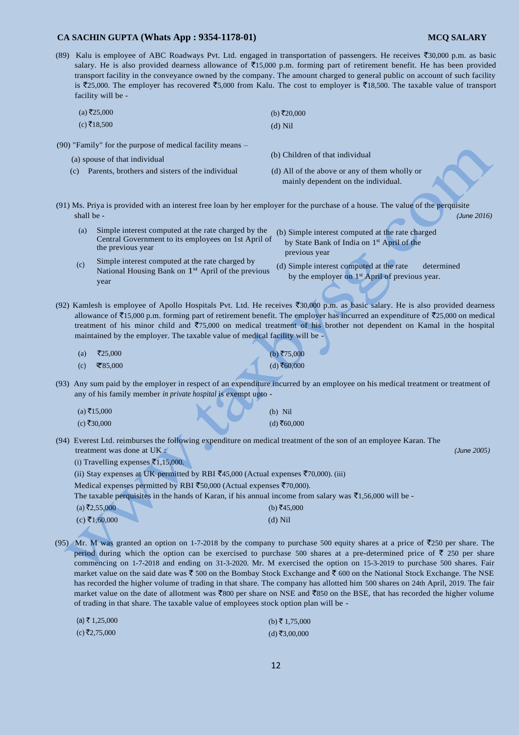(89) Kalu is employee of ABC Roadways Pvt. Ltd. engaged in transportation of passengers. He receives ₹30,000 p.m. as basic salary. He is also provided dearness allowance of ₹15,000 p.m. forming part of retirement benefit. He has been provided transport facility in the conveyance owned by the company. The amount charged to general public on account of such facility is ₹25,000. The employer has recovered ₹5,000 from Kalu. The cost to employer is ₹18,500. The taxable value of transport facility will be -

(a) ₹25,000
(b) ₹20,000
(c) ₹18,500
(d) Nil

(90) "Family" for the purpose of medical facility means –

(a) spouse of that individual
(b) Children of that individual
(c) Parents, brothers and sisters of the individual
(d) All of the above or any of them wholly or mainly dependent on the individual.

(91) Ms. Priya is provided with an interest free loan by her employer for the purchase of a house. The value of the perquisite shall be - *(June 2016)*

(a) Simple interest computed at the rate charged by the Central Government to its employees on 1st April of the previous year
(b) Simple interest computed at the rate charged by State Bank of India on 1st April of the previous year
(c) Simple interest computed at the rate charged by National Housing Bank on 1st April of the previous year
(d) Simple interest computed at the rate determined by the employer on 1st April of previous year.

(92) Kamlesh is employee of Apollo Hospitals Pvt. Ltd. He receives ₹30,000 p.m. as basic salary. He is also provided dearness allowance of ₹15,000 p.m. forming part of retirement benefit. The employer has incurred an expenditure of ₹25,000 on medical treatment of his minor child and ₹75,000 on medical treatment of his brother not dependent on Kamal in the hospital maintained by the employer. The taxable value of medical facility will be -

(a) ₹25,000
(b) ₹75,000
(c) ₹85,000
(d) ₹60,000

(93) Any sum paid by the employer in respect of an expenditure incurred by an employee on his medical treatment or treatment of any of his family member *in private hospital* is exempt upto -

(a) ₹15,000
(b) Nil
(c) ₹30,000
(d) ₹60,000

(94) Everest Ltd. reimburses the following expenditure on medical treatment of the son of an employee Karan. The treatment was done at UK : *(June 2005)*

(i) Travelling expenses ₹1,15,000.

(ii) Stay expenses at UK permitted by RBI ₹45,000 (Actual expenses ₹70,000). (iii)

Medical expenses permitted by RBI ₹50,000 (Actual expenses ₹70,000).

The taxable perquisites in the hands of Karan, if his annual income from salary was ₹1,56,000 will be -

(a) ₹2,55,000
(b) ₹45,000
(c) ₹1,60,000
(d) Nil

(95) Mr. M was granted an option on 1-7-2018 by the company to purchase 500 equity shares at a price of ₹250 per share. The period during which the option can be exercised to purchase 500 shares at a pre-determined price of ₹ 250 per share commencing on 1-7-2018 and ending on 31-3-2020. Mr. M exercised the option on 15-3-2019 to purchase 500 shares. Fair market value on the said date was ₹ 500 on the Bombay Stock Exchange and ₹ 600 on the National Stock Exchange. The NSE has recorded the higher volume of trading in that share. The company has allotted him 500 shares on 24th April, 2019. The fair market value on the date of allotment was ₹800 per share on NSE and ₹850 on the BSE, that has recorded the higher volume of trading in that share. The taxable value of employees stock option plan will be -

(a) ₹ 1,25,000
(b) ₹ 1,75,000
(c) ₹2,75,000
(d) ₹3,00,000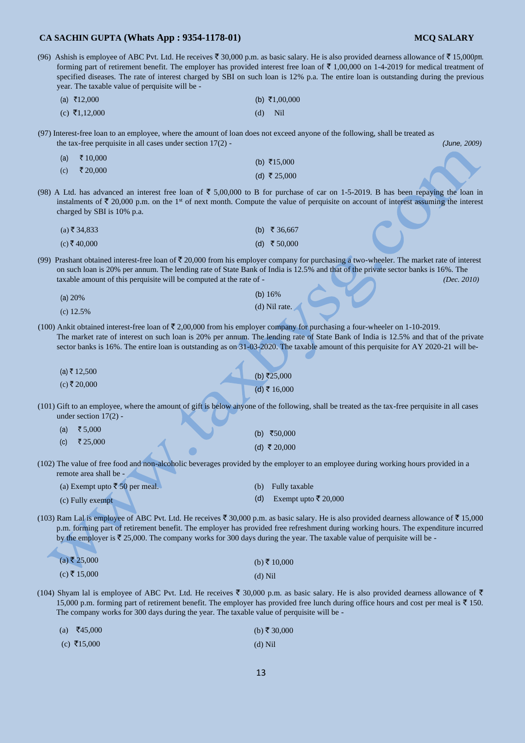(96) Ashish is employee of ABC Pvt. Ltd. He receives ₹ 30,000 p.m. as basic salary. He is also provided dearness allowance of ₹ 15,000*pm.* forming part of retirement benefit. The employer has provided interest free loan of ₹ 1,00,000 on 1-4-2019 for medical treatment of specified diseases. The rate of interest charged by SBI on such loan is 12% p.a. The entire loan is outstanding during the previous year. The taxable value of perquisite will be -

(a) ₹12,000
(b) ₹1,00,000
(c) ₹1,12,000
(d) Nil

(97) Interest-free loan to an employee, where the amount of loan does not exceed anyone of the following, shall be treated as the tax-free perquisite in all cases under section 17(2) - *(June, 2009)*

(a) ₹ 10,000
(b) ₹15,000
(c) ₹ 20,000
(d) ₹ 25,000

(98) A Ltd. has advanced an interest free loan of ₹ 5,00,000 to B for purchase of car on 1-5-2019. B has been repaying the loan in instalments of ₹ 20,000 p.m. on the 1st of next month. Compute the value of perquisite on account of interest assuming the interest charged by SBI is 10% p.a.

(a) ₹ 34,833
(b) ₹ 36,667
(c) ₹ 40,000
(d) ₹ 50,000

(99) Prashant obtained interest-free loan of ₹ 20,000 from his employer company for purchasing a two-wheeler. The market rate of interest on such loan is 20% per annum. The lending rate of State Bank of India is 12.5% and that of the private sector banks is 16%. The taxable amount of this perquisite will be computed at the rate of - *(Dec. 2010)*

(a) 20%
(b) 16%
(c) 12.5%
(d) Nil rate.

(100) Ankit obtained interest-free loan of ₹ 2,00,000 from his employer company for purchasing a four-wheeler on 1-10-2019. The market rate of interest on such loan is 20% per annum. The lending rate of State Bank of India is 12.5% and that of the private sector banks is 16%. The entire loan is outstanding as on 31-03-2020. The taxable amount of this perquisite for AY 2020-21 will be-

(a) ₹ 12,500
(b) ₹25,000
(c) ₹ 20,000
(d) ₹ 16,000

(101) Gift to an employee, where the amount of gift is below anyone of the following, shall be treated as the tax-free perquisite in all cases under section 17(2) -

(a) ₹ 5,000
(b) ₹50,000
(c) ₹ 25,000
(d) ₹ 20,000

(102) The value of free food and non-alcoholic beverages provided by the employer to an employee during working hours provided in a remote area shall be -

(a) Exempt upto ₹ 50 per meal.
(b) Fully taxable
(c) Fully exempt
(d) Exempt upto ₹ 20,000

(103) Ram Lal is employee of ABC Pvt. Ltd. He receives ₹ 30,000 p.m. as basic salary. He is also provided dearness allowance of ₹ 15,000 p.m. forming part of retirement benefit. The employer has provided free refreshment during working hours. The expenditure incurred by the employer is ₹ 25,000. The company works for 300 days during the year. The taxable value of perquisite will be -

(a) ₹ 25,000
(b) ₹ 10,000
(c) ₹ 15,000
(d) Nil

(104) Shyam lal is employee of ABC Pvt. Ltd. He receives ₹ 30,000 p.m. as basic salary. He is also provided dearness allowance of ₹ 15,000 p.m. forming part of retirement benefit. The employer has provided free lunch during office hours and cost per meal is ₹ 150. The company works for 300 days during the year. The taxable value of perquisite will be -

(a) ₹45,000
(b) ₹ 30,000
(c) ₹15,000
(d) Nil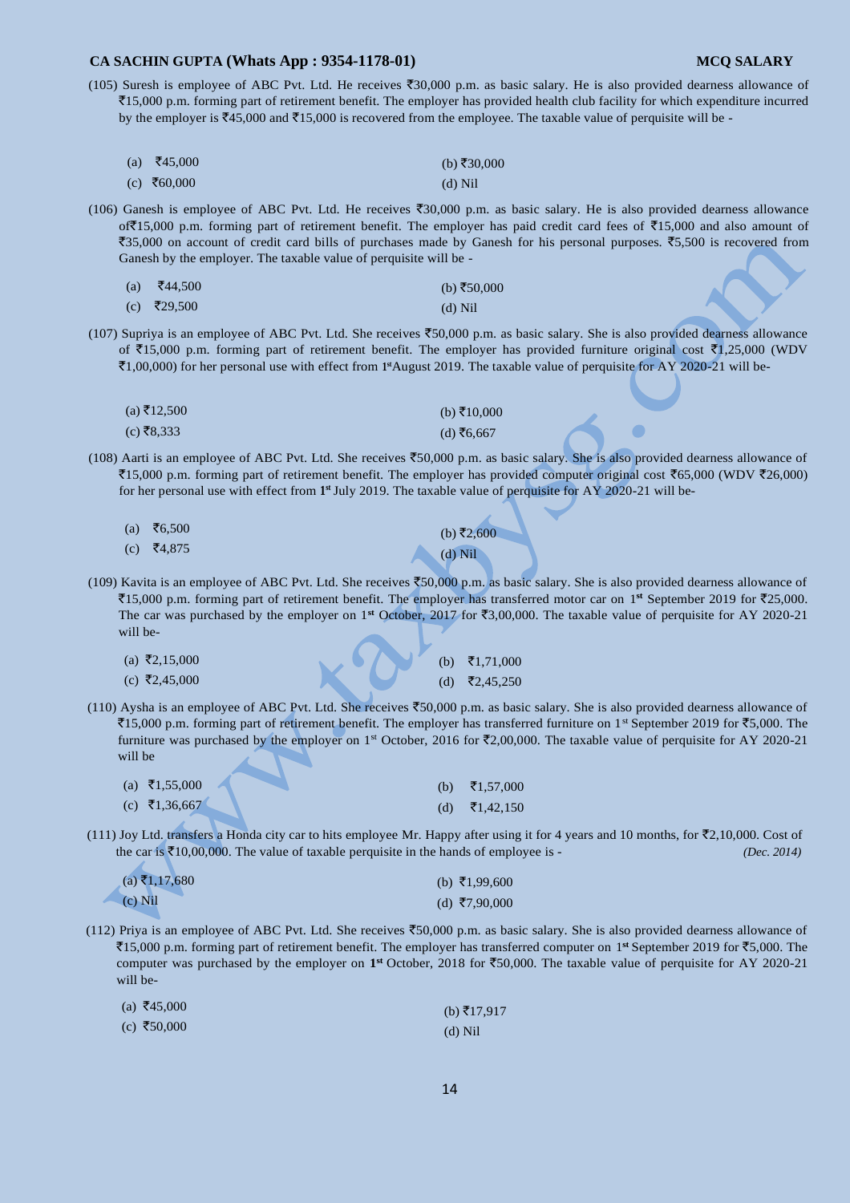(105) Suresh is employee of ABC Pvt. Ltd. He receives ₹30,000 p.m. as basic salary. He is also provided dearness allowance of ₹15,000 p.m. forming part of retirement benefit. The employer has provided health club facility for which expenditure incurred by the employer is ₹45,000 and ₹15,000 is recovered from the employee. The taxable value of perquisite will be -

(a) ₹45,000
(b) ₹30,000
(c) ₹60,000
(d) Nil

(106) Ganesh is employee of ABC Pvt. Ltd. He receives ₹30,000 p.m. as basic salary. He is also provided dearness allowance of ₹15,000 p.m. forming part of retirement benefit. The employer has paid credit card fees of ₹15,000 and also amount of ₹35,000 on account of credit card bills of purchases made by Ganesh for his personal purposes. ₹5,500 is recovered from Ganesh by the employer. The taxable value of perquisite will be -

(a) ₹44,500
(b) ₹50,000
(c) ₹29,500
(d) Nil

(107) Supriya is an employee of ABC Pvt. Ltd. She receives ₹50,000 p.m. as basic salary. She is also provided dearness allowance of ₹15,000 p.m. forming part of retirement benefit. The employer has provided furniture original cost ₹1,25,000 (WDV ₹1,00,000) for her personal use with effect from 1st August 2019. The taxable value of perquisite for AY 2020-21 will be-

(a) ₹12,500
(b) ₹10,000
(c) ₹8,333
(d) ₹6,667

(108) Aarti is an employee of ABC Pvt. Ltd. She receives ₹50,000 p.m. as basic salary. She is also provided dearness allowance of ₹15,000 p.m. forming part of retirement benefit. The employer has provided computer original cost ₹65,000 (WDV ₹26,000) for her personal use with effect from 1st July 2019. The taxable value of perquisite for AY 2020-21 will be-

(a) ₹6,500
(b) ₹2,600
(c) ₹4,875
(d) Nil

(109) Kavita is an employee of ABC Pvt. Ltd. She receives ₹50,000 p.m. as basic salary. She is also provided dearness allowance of ₹15,000 p.m. forming part of retirement benefit. The employer has transferred motor car on 1st September 2019 for ₹25,000. The car was purchased by the employer on 1st October, 2017 for ₹3,00,000. The taxable value of perquisite for AY 2020-21 will be-

(a) ₹2,15,000
(b) ₹1,71,000
(c) ₹2,45,000
(d) ₹2,45,250

(110) Aysha is an employee of ABC Pvt. Ltd. She receives ₹50,000 p.m. as basic salary. She is also provided dearness allowance of ₹15,000 p.m. forming part of retirement benefit. The employer has transferred furniture on 1st September 2019 for ₹5,000. The furniture was purchased by the employer on 1st October, 2016 for ₹2,00,000. The taxable value of perquisite for AY 2020-21 will be

(a) ₹1,55,000
(b) ₹1,57,000
(c) ₹1,36,667
(d) ₹1,42,150

(111) Joy Ltd. transfers a Honda city car to hits employee Mr. Happy after using it for 4 years and 10 months, for ₹2,10,000. Cost of the car is ₹10,00,000. The value of taxable perquisite in the hands of employee is - *(Dec. 2014)*

(a) ₹1,17,680
(b) ₹1,99,600
(c) Nil
(d) ₹7,90,000

(112) Priya is an employee of ABC Pvt. Ltd. She receives ₹50,000 p.m. as basic salary. She is also provided dearness allowance of ₹15,000 p.m. forming part of retirement benefit. The employer has transferred computer on 1st September 2019 for ₹5,000. The computer was purchased by the employer on 1st October, 2018 for ₹50,000. The taxable value of perquisite for AY 2020-21 will be-

(a) ₹45,000
(b) ₹17,917
(c) ₹50,000
(d) Nil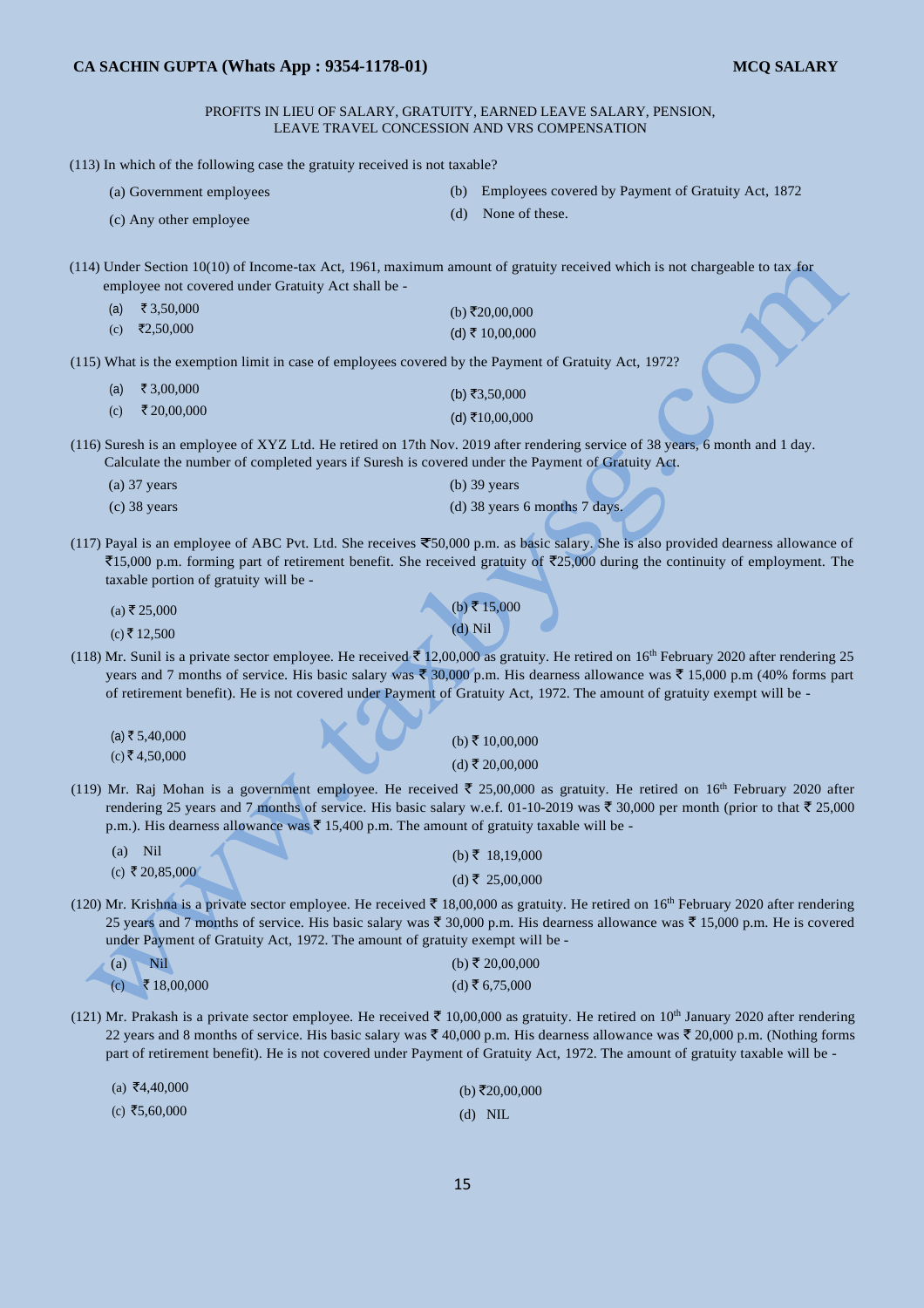PROFITS IN LIEU OF SALARY, GRATUITY, EARNED LEAVE SALARY, PENSION, LEAVE TRAVEL CONCESSION AND VRS COMPENSATION

(113) In which of the following case the gratuity received is not taxable?

(a) Government employees
(b) Employees covered by Payment of Gratuity Act, 1872
(c) Any other employee
(d) None of these.

(114) Under Section 10(10) of Income-tax Act, 1961, maximum amount of gratuity received which is not chargeable to tax for employee not covered under Gratuity Act shall be -

(a) ₹ 3,50,000
(b) ₹20,00,000
(c) ₹2,50,000
(d) ₹ 10,00,000

(115) What is the exemption limit in case of employees covered by the Payment of Gratuity Act, 1972?

(a) ₹ 3,00,000
(b) ₹3,50,000
(c) ₹ 20,00,000
(d) ₹10,00,000

(116) Suresh is an employee of XYZ Ltd. He retired on 17th Nov. 2019 after rendering service of 38 years, 6 month and 1 day. Calculate the number of completed years if Suresh is covered under the Payment of Gratuity Act.

(a) 37 years
(b) 39 years
(c) 38 years
(d) 38 years 6 months 7 days.

(117) Payal is an employee of ABC Pvt. Ltd. She receives ₹50,000 p.m. as basic salary. She is also provided dearness allowance of ₹15,000 p.m. forming part of retirement benefit. She received gratuity of ₹25,000 during the continuity of employment. The taxable portion of gratuity will be -

(a) ₹ 25,000
(b) ₹ 15,000
(c) ₹ 12,500
(d) Nil

(118) Mr. Sunil is a private sector employee. He received ₹ 12,00,000 as gratuity. He retired on 16th February 2020 after rendering 25 years and 7 months of service. His basic salary was ₹ 30,000 p.m. His dearness allowance was ₹ 15,000 p.m (40% forms part of retirement benefit). He is not covered under Payment of Gratuity Act, 1972. The amount of gratuity exempt will be -

(a) ₹ 5,40,000
(b) ₹ 10,00,000
(c) ₹ 4,50,000
(d) ₹ 20,00,000

(119) Mr. Raj Mohan is a government employee. He received ₹ 25,00,000 as gratuity. He retired on 16th February 2020 after rendering 25 years and 7 months of service. His basic salary w.e.f. 01-10-2019 was ₹ 30,000 per month (prior to that ₹ 25,000 p.m.). His dearness allowance was ₹ 15,400 p.m. The amount of gratuity taxable will be -

(a) Nil
(b) ₹ 18,19,000
(c) ₹ 20,85,000
(d) ₹ 25,00,000

(120) Mr. Krishna is a private sector employee. He received ₹ 18,00,000 as gratuity. He retired on 16th February 2020 after rendering 25 years and 7 months of service. His basic salary was ₹ 30,000 p.m. His dearness allowance was ₹ 15,000 p.m. He is covered under Payment of Gratuity Act, 1972. The amount of gratuity exempt will be -

(a) Nil
(b) ₹ 20,00,000
(c) ₹ 18,00,000
(d) ₹ 6,75,000

(121) Mr. Prakash is a private sector employee. He received ₹ 10,00,000 as gratuity. He retired on 10th January 2020 after rendering 22 years and 8 months of service. His basic salary was ₹ 40,000 p.m. His dearness allowance was ₹ 20,000 p.m. (Nothing forms part of retirement benefit). He is not covered under Payment of Gratuity Act, 1972. The amount of gratuity taxable will be -

(a) ₹4,40,000
(b) ₹20,00,000
(c) ₹5,60,000
(d) NIL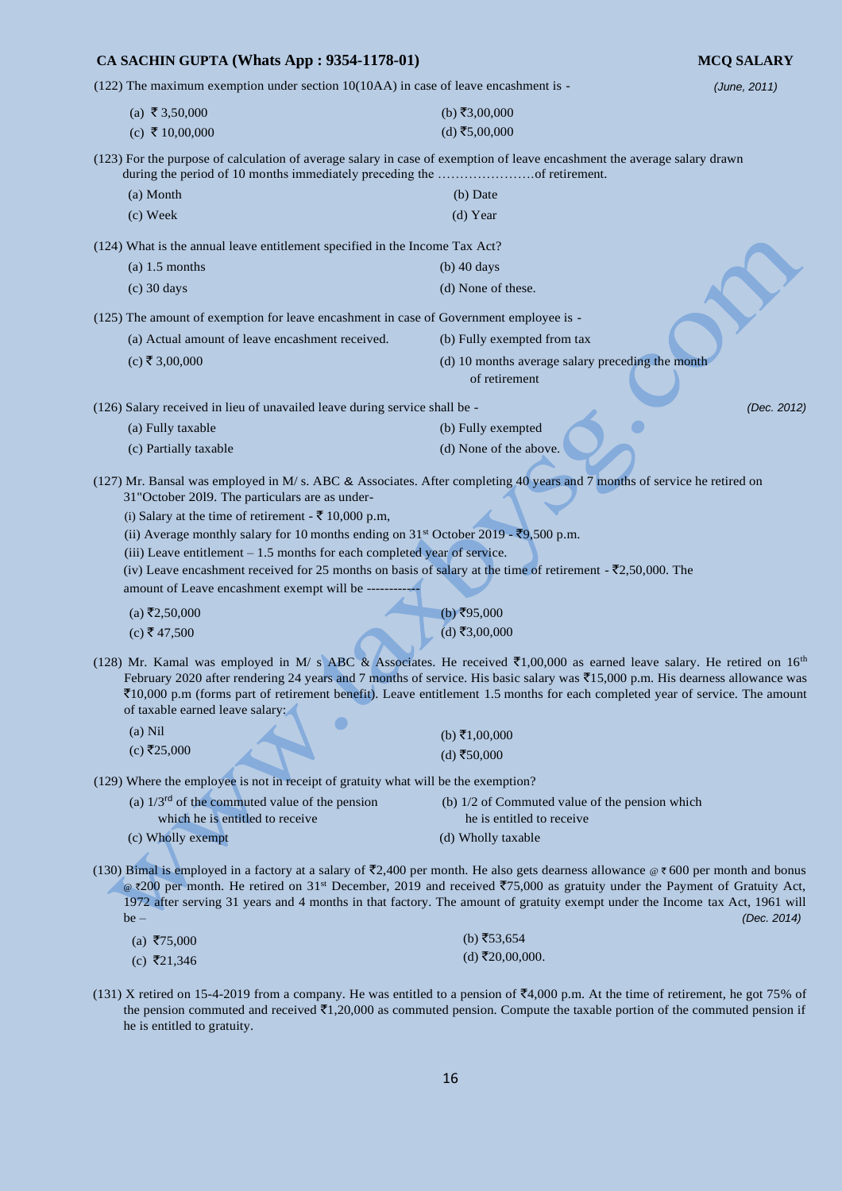(122) The maximum exemption under section 10(10AA) in case of leave encashment is - *(June, 2011)*

(a) ₹ 3,50,000
(b) ₹3,00,000
(c) ₹ 10,00,000
(d) ₹5,00,000

(123) For the purpose of calculation of average salary in case of exemption of leave encashment the average salary drawn during the period of 10 months immediately preceding the ………………….of retirement.

(a) Month
(b) Date
(c) Week
(d) Year

(124) What is the annual leave entitlement specified in the Income Tax Act?

(a) 1.5 months
(b) 40 days
(c) 30 days
(d) None of these.

(125) The amount of exemption for leave encashment in case of Government employee is -

(a) Actual amount of leave encashment received.
(b) Fully exempted from tax
(c) ₹ 3,00,000
(d) 10 months average salary preceding the month of retirement

(126) Salary received in lieu of unavailed leave during service shall be - *(Dec. 2012)*

(a) Fully taxable
(b) Fully exempted
(c) Partially taxable
(d) None of the above.

(127) Mr. Bansal was employed in M/ s. ABC & Associates. After completing 40 years and 7 months of service he retired on 31"October 2019. The particulars are as under-

(i) Salary at the time of retirement - ₹ 10,000 p.m,

(ii) Average monthly salary for 10 months ending on 31st October 2019 - ₹9,500 p.m.

(iii) Leave entitlement – 1.5 months for each completed year of service.

(iv) Leave encashment received for 25 months on basis of salary at the time of retirement - ₹2,50,000. The amount of Leave encashment exempt will be ------------

(a) ₹2,50,000
(b) ₹95,000
(c) ₹ 47,500
(d) ₹3,00,000

(128) Mr. Kamal was employed in M/ s ABC & Associates. He received ₹1,00,000 as earned leave salary. He retired on 16th February 2020 after rendering 24 years and 7 months of service. His basic salary was ₹15,000 p.m. His dearness allowance was ₹10,000 p.m (forms part of retirement benefit). Leave entitlement 1.5 months for each completed year of service. The amount of taxable earned leave salary:

(a) Nil
(b) ₹1,00,000
(c) ₹25,000
(d) ₹50,000

(129) Where the employee is not in receipt of gratuity what will be the exemption?

(a) 1/3rd of the commuted value of the pension which he is entitled to receive
(b) 1/2 of Commuted value of the pension which he is entitled to receive
(c) Wholly exempt
(d) Wholly taxable

(130) Bimal is employed in a factory at a salary of ₹2,400 per month. He also gets dearness allowance @ ₹ 600 per month and bonus @ ₹200 per month. He retired on 31st December, 2019 and received ₹75,000 as gratuity under the Payment of Gratuity Act, 1972 after serving 31 years and 4 months in that factory. The amount of gratuity exempt under the Income tax Act, 1961 will be – *(Dec. 2014)*

(a) ₹75,000
(b) ₹53,654
(c) ₹21,346
(d) ₹20,00,000.

(131) X retired on 15-4-2019 from a company. He was entitled to a pension of ₹4,000 p.m. At the time of retirement, he got 75% of the pension commuted and received ₹1,20,000 as commuted pension. Compute the taxable portion of the commuted pension if he is entitled to gratuity.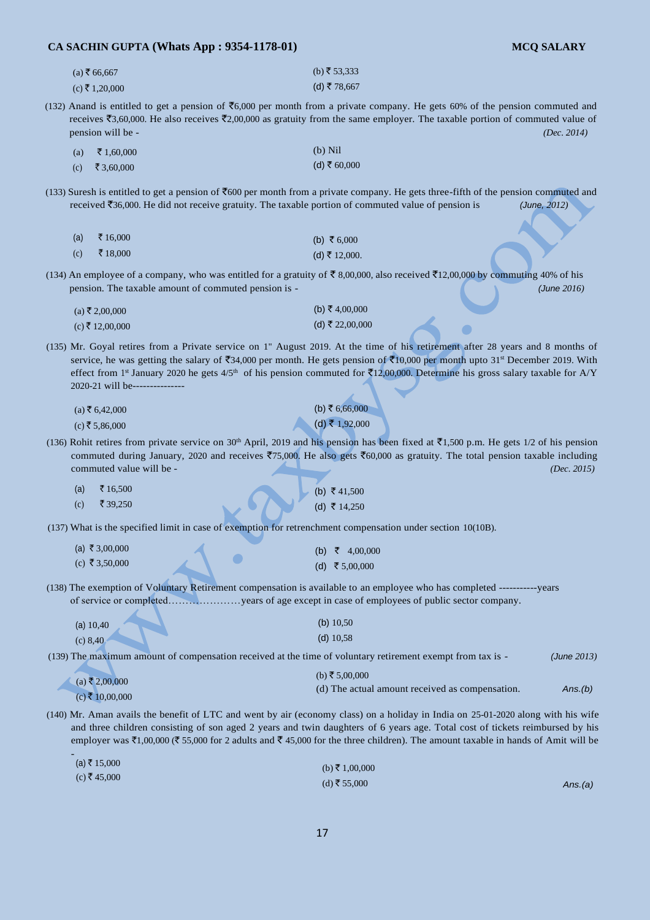(a) ₹ 66,667 (b) ₹ 53,333
(c) ₹ 1,20,000 (d) ₹ 78,667

(132) Anand is entitled to get a pension of ₹6,000 per month from a private company. He gets 60% of the pension commuted and receives ₹3,60,000. He also receives ₹2,00,000 as gratuity from the same employer. The taxable portion of commuted value of pension will be - *(Dec. 2014)*

(a) ₹ 1,60,000 (b) Nil
(c) ₹ 3,60,000 (d) ₹ 60,000

(133) Suresh is entitled to get a pension of ₹600 per month from a private company. He gets three-fifth of the pension commuted and received ₹36,000. He did not receive gratuity. The taxable portion of commuted value of pension is *(June, 2012)*

(a) ₹ 16,000 (b) ₹ 6,000
(c) ₹ 18,000 (d) ₹ 12,000.

(134) An employee of a company, who was entitled for a gratuity of ₹ 8,00,000, also received ₹12,00,000 by commuting 40% of his pension. The taxable amount of commuted pension is - *(June 2016)*

(a) ₹ 2,00,000 (b) ₹ 4,00,000
(c) ₹ 12,00,000 (d) ₹ 22,00,000

(135) Mr. Goyal retires from a Private service on 1" August 2019. At the time of his retirement after 28 years and 8 months of service, he was getting the salary of ₹34,000 per month. He gets pension of ₹10,000 per month upto 31st December 2019. With effect from 1st January 2020 he gets 4/5th of his pension commuted for ₹12,00,000. Determine his gross salary taxable for A/Y 2020-21 will be---------------

(a) ₹ 6,42,000 (b) ₹ 6,66,000
(c) ₹ 5,86,000 (d) ₹ 1,92,000

(136) Rohit retires from private service on 30th April, 2019 and his pension has been fixed at ₹1,500 p.m. He gets 1/2 of his pension commuted during January, 2020 and receives ₹75,000. He also gets ₹60,000 as gratuity. The total pension taxable including commuted value will be - *(Dec. 2015)*

(a) ₹ 16,500 (b) ₹ 41,500
(c) ₹ 39,250 (d) ₹ 14,250

(137) What is the specified limit in case of exemption for retrenchment compensation under section 10(10B).

(a) ₹ 3,00,000 (b) ₹ 4,00,000
(c) ₹ 3,50,000 (d) ₹ 5,00,000

(138) The exemption of Voluntary Retirement compensation is available to an employee who has completed -----------years of service or completed…………………years of age except in case of employees of public sector company.

(a) 10,40 (b) 10,50
(c) 8,40 (d) 10,58

(139) The maximum amount of compensation received at the time of voluntary retirement exempt from tax is - *(June 2013)*

(a) ₹ 2,00,000 (b) ₹ 5,00,000
(c) ₹ 10,00,000 (d) The actual amount received as compensation. *Ans.(b)*

(140) Mr. Aman avails the benefit of LTC and went by air (economy class) on a holiday in India on 25-01-2020 along with his wife and three children consisting of son aged 2 years and twin daughters of 6 years age. Total cost of tickets reimbursed by his employer was ₹1,00,000 (₹ 55,000 for 2 adults and ₹ 45,000 for the three children). The amount taxable in hands of Amit will be -

(a) ₹ 15,000 (b) ₹ 1,00,000
(c) ₹ 45,000 (d) ₹ 55,000 *Ans.(a)*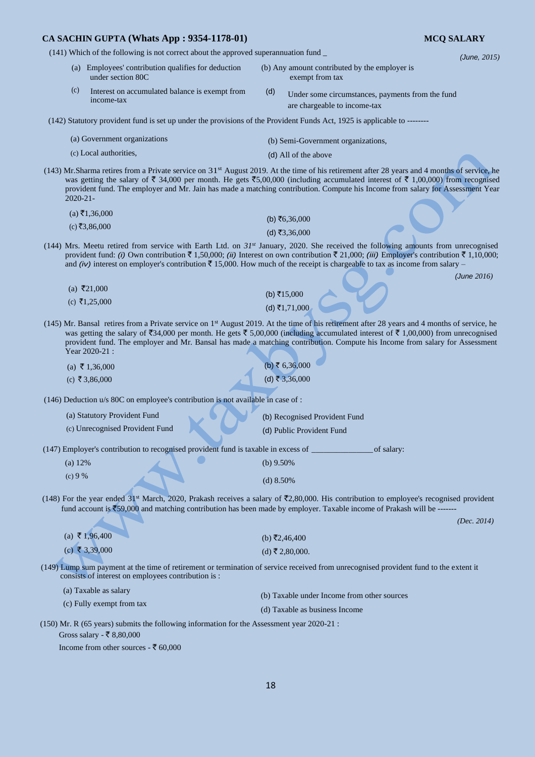(141) Which of the following is not correct about the approved superannuation fund _ *(June, 2015)*

(a) Employees' contribution qualifies for deduction under section 80C

(b) Any amount contributed by the employer is exempt from tax

(c) Interest on accumulated balance is exempt from income-tax

(d) Under some circumstances, payments from the fund are chargeable to income-tax

(142) Statutory provident fund is set up under the provisions of the Provident Funds Act, 1925 is applicable to --------

(a) Government organizations

(b) Semi-Government organizations,

(c) Local authorities,

(d) All of the above

(143) Mr.Sharma retires from a Private service on 31st August 2019. At the time of his retirement after 28 years and 4 months of service, he was getting the salary of ₹ 34,000 per month. He gets ₹5,00,000 (including accumulated interest of ₹ 1,00,000) from recognised provident fund. The employer and Mr. Jain has made a matching contribution. Compute his Income from salary for Assessment Year 2020-21-

(a) ₹1,36,000

(b) ₹6,36,000

(c) ₹3,86,000

(d) ₹3,36,000

(144) Mrs. Meetu retired from service with Earth Ltd. on *31st* January, 2020. She received the following amounts from unrecognised provident fund: *(i)* Own contribution ₹ 1,50,000; *(ii)* Interest on own contribution ₹ 21,000; *(iii)* Employer's contribution ₹ 1,10,000; and *(iv)* interest on employer's contribution ₹ 15,000. How much of the receipt is chargeable to tax as income from salary – *(June 2016)*

(a) ₹21,000

(b) ₹15,000

(c) ₹1,25,000

(d) ₹1,71,000

(145) Mr. Bansal retires from a Private service on 1st August 2019. At the time of his retirement after 28 years and 4 months of service, he was getting the salary of ₹34,000 per month. He gets ₹ 5,00,000 (including accumulated interest of ₹ 1,00,000) from unrecognised provident fund. The employer and Mr. Bansal has made a matching contribution. Compute his Income from salary for Assessment Year 2020-21 :

(a) ₹ 1,36,000

(b) ₹ 6,36,000

(c) ₹ 3,86,000

(d) ₹ 3,36,000

(146) Deduction u/s 80C on employee's contribution is not available in case of :

(a) Statutory Provident Fund

(b) Recognised Provident Fund

(c) Unrecognised Provident Fund

(d) Public Provident Fund

(147) Employer's contribution to recognised provident fund is taxable in excess of ______________ of salary:

(a) 12%

(b) 9.50%

(c) 9 %

(d) 8.50%

(148) For the year ended 31st March, 2020, Prakash receives a salary of ₹2,80,000. His contribution to employee's recognised provident fund account is ₹59,000 and matching contribution has been made by employer. Taxable income of Prakash will be ------- *(Dec. 2014)*

(a) ₹ 1,96,400

(b) ₹2,46,400

(c) ₹ 3,39,000

(d) ₹ 2,80,000.

(149) Lump sum payment at the time of retirement or termination of service received from unrecognised provident fund to the extent it consists of interest on employees contribution is :

(a) Taxable as salary

(b) Taxable under Income from other sources

(c) Fully exempt from tax

(d) Taxable as business Income

(150) Mr. R (65 years) submits the following information for the Assessment year 2020-21 :

Gross salary - ₹ 8,80,000

Income from other sources - ₹ 60,000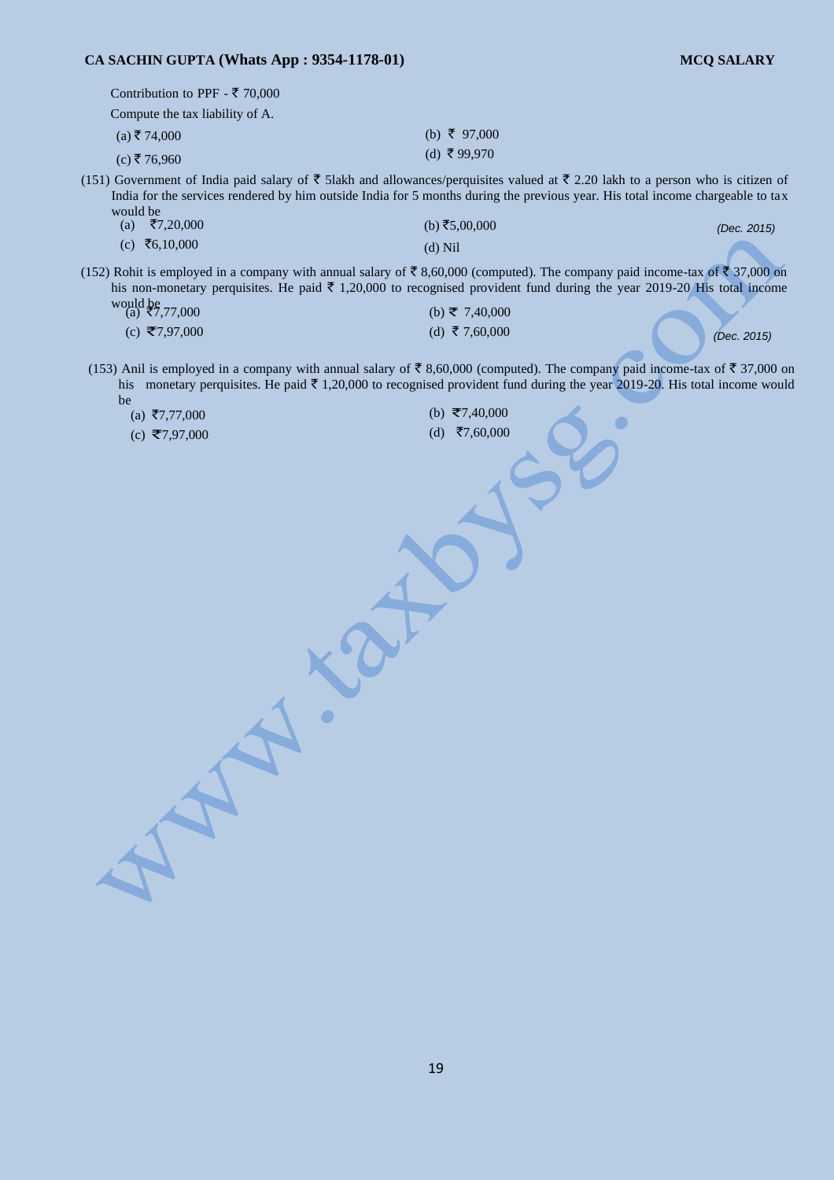Contribution to PPF - ₹ 70,000

Compute the tax liability of A.

(a) ₹ 74,000 (b) ₹ 97,000

(c) ₹ 76,960 (d) ₹ 99,970

(151) Government of India paid salary of ₹ 5lakh and allowances/perquisites valued at ₹ 2.20 lakh to a person who is citizen of India for the services rendered by him outside India for 5 months during the previous year. His total income chargeable to tax would be *(Dec. 2015)*

(a) ₹7,20,000 (b) ₹5,00,000

(c) ₹6,10,000 (d) Nil

(152) Rohit is employed in a company with annual salary of ₹ 8,60,000 (computed). The company paid income-tax of ₹ 37,000 on his non-monetary perquisites. He paid ₹ 1,20,000 to recognised provident fund during the year 2019-20 His total income would be *(Dec. 2015)*

(a) ₹7,77,000 (b) ₹ 7,40,000

(c) ₹7,97,000 (d) ₹ 7,60,000

(153) Anil is employed in a company with annual salary of ₹ 8,60,000 (computed). The company paid income-tax of ₹ 37,000 on his monetary perquisites. He paid ₹ 1,20,000 to recognised provident fund during the year 2019-20. His total income would be

(a) ₹7,77,000 (b) ₹7,40,000

(c) ₹7,97,000 (d) ₹7,60,000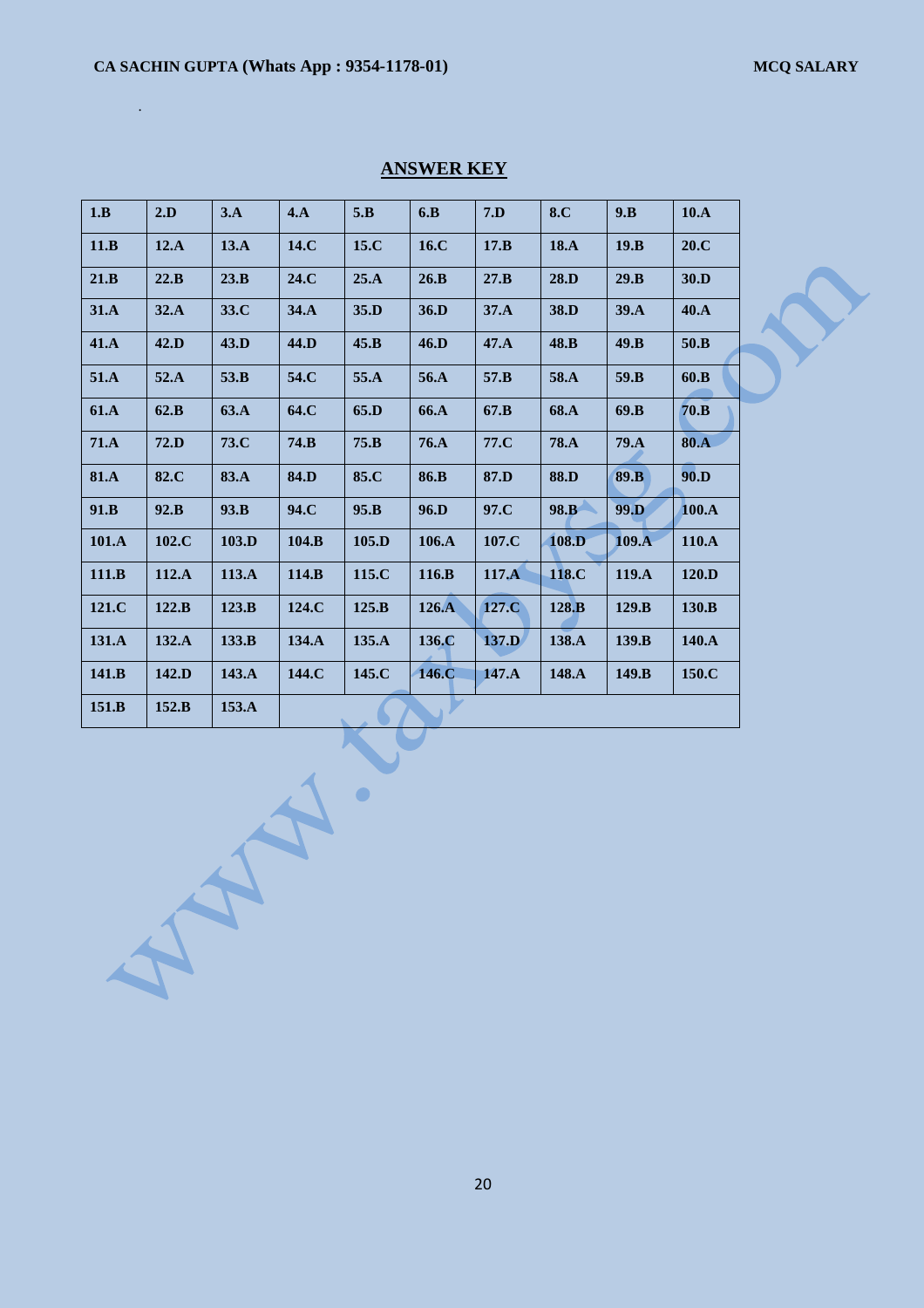## ANSWER KEY

| | | | | | | | | | |
|---|---|---|---|---|---|---|---|---|---|
| **1.B** | **2.D** | **3.A** | **4.A** | **5.B** | **6.B** | **7.D** | **8.C** | **9.B** | **10.A** |
| **11.B** | **12.A** | **13.A** | **14.C** | **15.C** | **16.C** | **17.B** | **18.A** | **19.B** | **20.C** |
| **21.B** | **22.B** | **23.B** | **24.C** | **25.A** | **26.B** | **27.B** | **28.D** | **29.B** | **30.D** |
| **31.A** | **32.A** | **33.C** | **34.A** | **35.D** | **36.D** | **37.A** | **38.D** | **39.A** | **40.A** |
| **41.A** | **42.D** | **43.D** | **44.D** | **45.B** | **46.D** | **47.A** | **48.B** | **49.B** | **50.B** |
| **51.A** | **52.A** | **53.B** | **54.C** | **55.A** | **56.A** | **57.B** | **58.A** | **59.B** | **60.B** |
| **61.A** | **62.B** | **63.A** | **64.C** | **65.D** | **66.A** | **67.B** | **68.A** | **69.B** | **70.B** |
| **71.A** | **72.D** | **73.C** | **74.B** | **75.B** | **76.A** | **77.C** | **78.A** | **79.A** | **80.A** |
| **81.A** | **82.C** | **83.A** | **84.D** | **85.C** | **86.B** | **87.D** | **88.D** | **89.B** | **90.D** |
| **91.B** | **92.B** | **93.B** | **94.C** | **95.B** | **96.D** | **97.C** | **98.B** | **99.D** | **100.A** |
| **101.A** | **102.C** | **103.D** | **104.B** | **105.D** | **106.A** | **107.C** | **108.D** | **109.A** | **110.A** |
| **111.B** | **112.A** | **113.A** | **114.B** | **115.C** | **116.B** | **117.A** | **118.C** | **119.A** | **120.D** |
| **121.C** | **122.B** | **123.B** | **124.C** | **125.B** | **126.A** | **127.C** | **128.B** | **129.B** | **130.B** |
| **131.A** | **132.A** | **133.B** | **134.A** | **135.A** | **136.C** | **137.D** | **138.A** | **139.B** | **140.A** |
| **141.B** | **142.D** | **143.A** | **144.C** | **145.C** | **146.C** | **147.A** | **148.A** | **149.B** | **150.C** |
| **151.B** | **152.B** | **153.A** | | | | | | | |